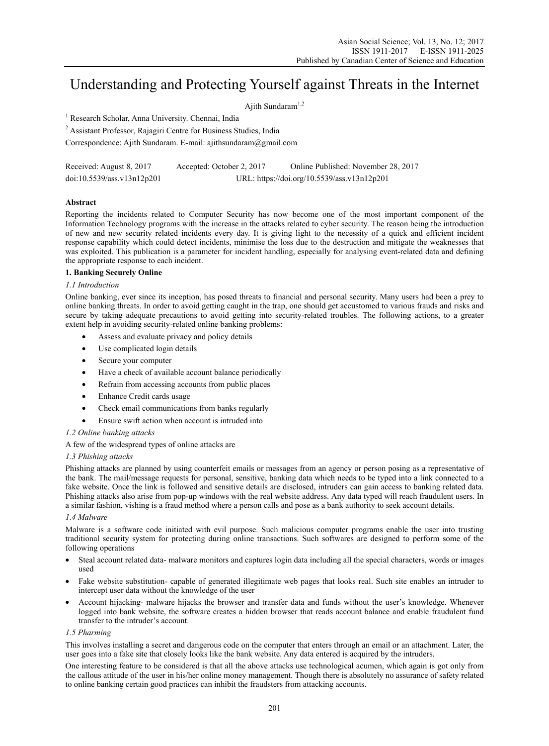# Understanding and Protecting Yourself against Threats in the Internet

Ajith Sundaram[1,2]

[1] Research Scholar, Anna University. Chennai, India

[2] Assistant Professor, Rajagiri Centre for Business Studies, India

Correspondence: Ajith Sundaram. E-mail: ajithsundaram@gmail.com

Received: August 8, 2017 Accepted: October 2, 2017 Online Published: November 28, 2017

doi:10.5539/ass.v13n12p201 URL: https://doi.org/10.5539/ass.v13n12p201

**Abstract**

Reporting the incidents related to Computer Security has now become one of the most important component of the Information Technology programs with the increase in the attacks related to cyber security. The reason being the introduction of new and new security related incidents every day. It is giving light to the necessity of a quick and efficient incident response capability which could detect incidents, minimise the loss due to the destruction and mitigate the weaknesses that was exploited. This publication is a parameter for incident handling, especially for analysing event-related data and defining the appropriate response to each incident.

## 1. Banking Securely Online

### *1.1 Introduction*

Online banking, ever since its inception, has posed threats to financial and personal security. Many users had been a prey to online banking threats. In order to avoid getting caught in the trap, one should get accustomed to various frauds and risks and secure by taking adequate precautions to avoid getting into security-related troubles. The following actions, to a greater extent help in avoiding security-related online banking problems:

- Assess and evaluate privacy and policy details
- Use complicated login details
- Secure your computer
- Have a check of available account balance periodically
- Refrain from accessing accounts from public places
- Enhance Credit cards usage
- Check email communications from banks regularly
- Ensure swift action when account is intruded into

### *1.2 Online banking attacks*

A few of the widespread types of online attacks are

### *1.3 Phishing attacks*

Phishing attacks are planned by using counterfeit emails or messages from an agency or person posing as a representative of the bank. The mail/message requests for personal, sensitive, banking data which needs to be typed into a link connected to a fake website. Once the link is followed and sensitive details are disclosed, intruders can gain access to banking related data. Phishing attacks also arise from pop-up windows with the real website address. Any data typed will reach fraudulent users. In a similar fashion, vishing is a fraud method where a person calls and pose as a bank authority to seek account details.

### *1.4 Malware*

Malware is a software code initiated with evil purpose. Such malicious computer programs enable the user into trusting traditional security system for protecting during online transactions. Such softwares are designed to perform some of the following operations

- Steal account related data- malware monitors and captures login data including all the special characters, words or images used
- Fake website substitution- capable of generated illegitimate web pages that looks real. Such site enables an intruder to intercept user data without the knowledge of the user
- Account hijacking- malware hijacks the browser and transfer data and funds without the user's knowledge. Whenever logged into bank website, the software creates a hidden browser that reads account balance and enable fraudulent fund transfer to the intruder's account.

### *1.5 Pharming*

This involves installing a secret and dangerous code on the computer that enters through an email or an attachment. Later, the user goes into a fake site that closely looks like the bank website. Any data entered is acquired by the intruders.

One interesting feature to be considered is that all the above attacks use technological acumen, which again is got only from the callous attitude of the user in his/her online money management. Though there is absolutely no assurance of safety related to online banking certain good practices can inhibit the fraudsters from attacking accounts.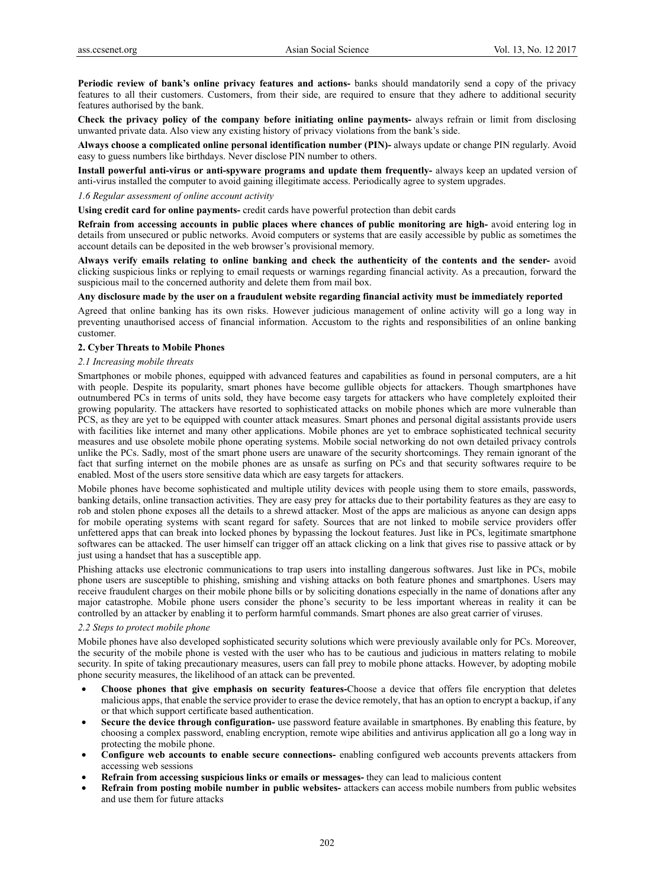**Periodic review of bank's online privacy features and actions-** banks should mandatorily send a copy of the privacy features to all their customers. Customers, from their side, are required to ensure that they adhere to additional security features authorised by the bank.

**Check the privacy policy of the company before initiating online payments-** always refrain or limit from disclosing unwanted private data. Also view any existing history of privacy violations from the bank's side.

**Always choose a complicated online personal identification number (PIN)-** always update or change PIN regularly. Avoid easy to guess numbers like birthdays. Never disclose PIN number to others.

**Install powerful anti-virus or anti-spyware programs and update them frequently-** always keep an updated version of anti-virus installed the computer to avoid gaining illegitimate access. Periodically agree to system upgrades.

*1.6 Regular assessment of online account activity*

**Using credit card for online payments-** credit cards have powerful protection than debit cards

**Refrain from accessing accounts in public places where chances of public monitoring are high-** avoid entering log in details from unsecured or public networks. Avoid computers or systems that are easily accessible by public as sometimes the account details can be deposited in the web browser's provisional memory.

**Always verify emails relating to online banking and check the authenticity of the contents and the sender-** avoid clicking suspicious links or replying to email requests or warnings regarding financial activity. As a precaution, forward the suspicious mail to the concerned authority and delete them from mail box.

**Any disclosure made by the user on a fraudulent website regarding financial activity must be immediately reported**

Agreed that online banking has its own risks. However judicious management of online activity will go a long way in preventing unauthorised access of financial information. Accustom to the rights and responsibilities of an online banking customer.

## 2. Cyber Threats to Mobile Phones

*2.1 Increasing mobile threats*

Smartphones or mobile phones, equipped with advanced features and capabilities as found in personal computers, are a hit with people. Despite its popularity, smart phones have become gullible objects for attackers. Though smartphones have outnumbered PCs in terms of units sold, they have become easy targets for attackers who have completely exploited their growing popularity. The attackers have resorted to sophisticated attacks on mobile phones which are more vulnerable than PCS, as they are yet to be equipped with counter attack measures. Smart phones and personal digital assistants provide users with facilities like internet and many other applications. Mobile phones are yet to embrace sophisticated technical security measures and use obsolete mobile phone operating systems. Mobile social networking do not own detailed privacy controls unlike the PCs. Sadly, most of the smart phone users are unaware of the security shortcomings. They remain ignorant of the fact that surfing internet on the mobile phones are as unsafe as surfing on PCs and that security softwares require to be enabled. Most of the users store sensitive data which are easy targets for attackers.

Mobile phones have become sophisticated and multiple utility devices with people using them to store emails, passwords, banking details, online transaction activities. They are easy prey for attacks due to their portability features as they are easy to rob and stolen phone exposes all the details to a shrewd attacker. Most of the apps are malicious as anyone can design apps for mobile operating systems with scant regard for safety. Sources that are not linked to mobile service providers offer unfettered apps that can break into locked phones by bypassing the lockout features. Just like in PCs, legitimate smartphone softwares can be attacked. The user himself can trigger off an attack clicking on a link that gives rise to passive attack or by just using a handset that has a susceptible app.

Phishing attacks use electronic communications to trap users into installing dangerous softwares. Just like in PCs, mobile phone users are susceptible to phishing, smishing and vishing attacks on both feature phones and smartphones. Users may receive fraudulent charges on their mobile phone bills or by soliciting donations especially in the name of donations after any major catastrophe. Mobile phone users consider the phone's security to be less important whereas in reality it can be controlled by an attacker by enabling it to perform harmful commands. Smart phones are also great carrier of viruses.

*2.2 Steps to protect mobile phone*

Mobile phones have also developed sophisticated security solutions which were previously available only for PCs. Moreover, the security of the mobile phone is vested with the user who has to be cautious and judicious in matters relating to mobile security. In spite of taking precautionary measures, users can fall prey to mobile phone attacks. However, by adopting mobile phone security measures, the likelihood of an attack can be prevented.

- **Choose phones that give emphasis on security features-**Choose a device that offers file encryption that deletes malicious apps, that enable the service provider to erase the device remotely, that has an option to encrypt a backup, if any or that which support certificate based authentication.
- **Secure the device through configuration-** use password feature available in smartphones. By enabling this feature, by choosing a complex password, enabling encryption, remote wipe abilities and antivirus application all go a long way in protecting the mobile phone.
- **Configure web accounts to enable secure connections-** enabling configured web accounts prevents attackers from accessing web sessions
- **Refrain from accessing suspicious links or emails or messages-** they can lead to malicious content
- **Refrain from posting mobile number in public websites-** attackers can access mobile numbers from public websites and use them for future attacks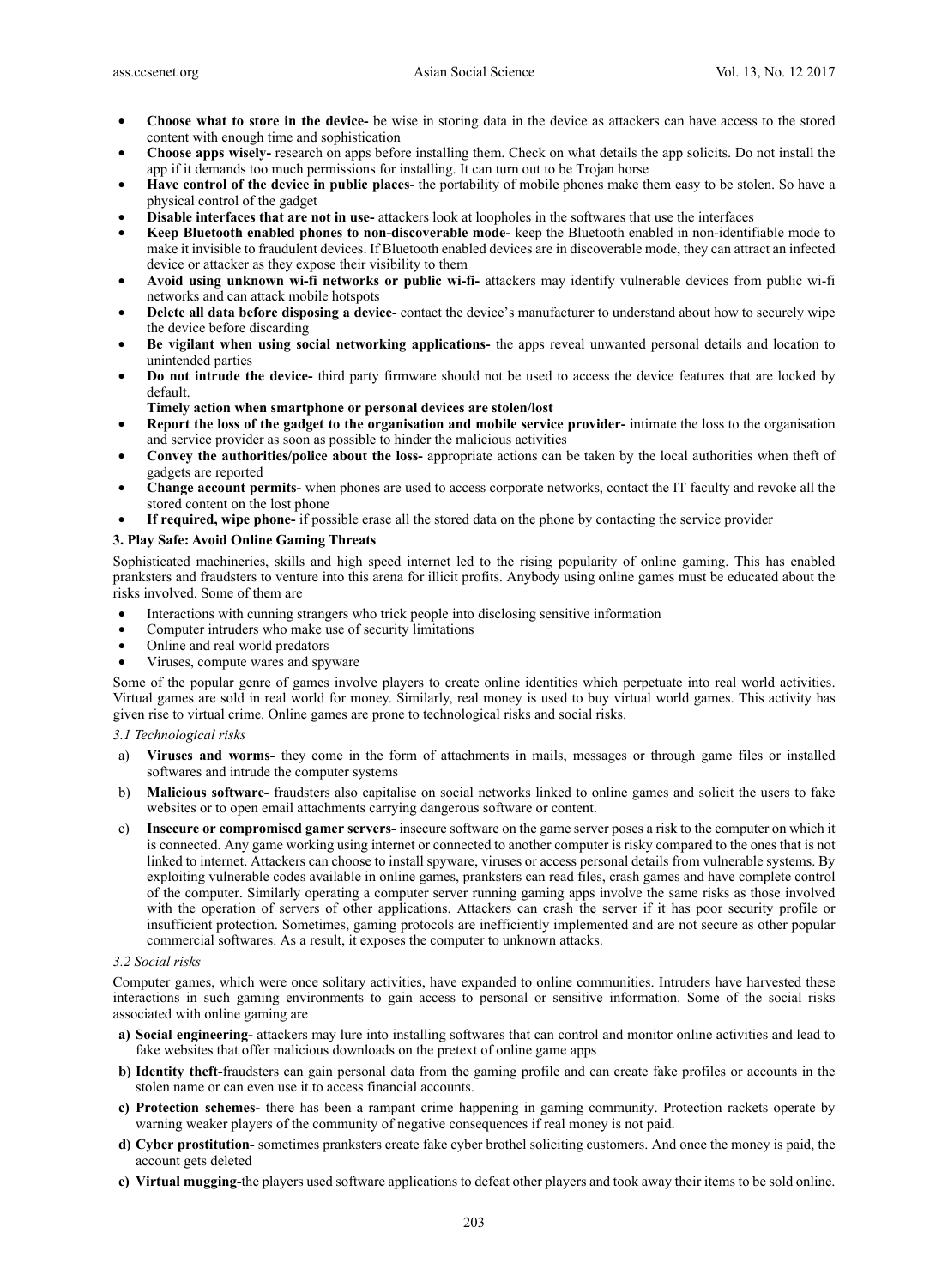- **Choose what to store in the device-** be wise in storing data in the device as attackers can have access to the stored content with enough time and sophistication
- **Choose apps wisely-** research on apps before installing them. Check on what details the app solicits. Do not install the app if it demands too much permissions for installing. It can turn out to be Trojan horse
- **Have control of the device in public places**- the portability of mobile phones make them easy to be stolen. So have a physical control of the gadget
- **Disable interfaces that are not in use-** attackers look at loopholes in the softwares that use the interfaces
- **Keep Bluetooth enabled phones to non-discoverable mode-** keep the Bluetooth enabled in non-identifiable mode to make it invisible to fraudulent devices. If Bluetooth enabled devices are in discoverable mode, they can attract an infected device or attacker as they expose their visibility to them
- **Avoid using unknown wi-fi networks or public wi-fi-** attackers may identify vulnerable devices from public wi-fi networks and can attack mobile hotspots
- **Delete all data before disposing a device-** contact the device's manufacturer to understand about how to securely wipe the device before discarding
- **Be vigilant when using social networking applications-** the apps reveal unwanted personal details and location to unintended parties
- **Do not intrude the device-** third party firmware should not be used to access the device features that are locked by default.

**Timely action when smartphone or personal devices are stolen/lost**

- **Report the loss of the gadget to the organisation and mobile service provider-** intimate the loss to the organisation and service provider as soon as possible to hinder the malicious activities
- **Convey the authorities/police about the loss-** appropriate actions can be taken by the local authorities when theft of gadgets are reported
- **Change account permits-** when phones are used to access corporate networks, contact the IT faculty and revoke all the stored content on the lost phone
- **If required, wipe phone-** if possible erase all the stored data on the phone by contacting the service provider

### 3. Play Safe: Avoid Online Gaming Threats

Sophisticated machineries, skills and high speed internet led to the rising popularity of online gaming. This has enabled pranksters and fraudsters to venture into this arena for illicit profits. Anybody using online games must be educated about the risks involved. Some of them are

- Interactions with cunning strangers who trick people into disclosing sensitive information
- Computer intruders who make use of security limitations
- Online and real world predators
- Viruses, compute wares and spyware

Some of the popular genre of games involve players to create online identities which perpetuate into real world activities. Virtual games are sold in real world for money. Similarly, real money is used to buy virtual world games. This activity has given rise to virtual crime. Online games are prone to technological risks and social risks.

#### *3.1 Technological risks*

a) **Viruses and worms-** they come in the form of attachments in mails, messages or through game files or installed softwares and intrude the computer systems

b) **Malicious software-** fraudsters also capitalise on social networks linked to online games and solicit the users to fake websites or to open email attachments carrying dangerous software or content.

c) **Insecure or compromised gamer servers-** insecure software on the game server poses a risk to the computer on which it is connected. Any game working using internet or connected to another computer is risky compared to the ones that is not linked to internet. Attackers can choose to install spyware, viruses or access personal details from vulnerable systems. By exploiting vulnerable codes available in online games, pranksters can read files, crash games and have complete control of the computer. Similarly operating a computer server running gaming apps involve the same risks as those involved with the operation of servers of other applications. Attackers can crash the server if it has poor security profile or insufficient protection. Sometimes, gaming protocols are inefficiently implemented and are not secure as other popular commercial softwares. As a result, it exposes the computer to unknown attacks.

#### *3.2 Social risks*

Computer games, which were once solitary activities, have expanded to online communities. Intruders have harvested these interactions in such gaming environments to gain access to personal or sensitive information. Some of the social risks associated with online gaming are

**a) Social engineering-** attackers may lure into installing softwares that can control and monitor online activities and lead to fake websites that offer malicious downloads on the pretext of online game apps

**b) Identity theft-**fraudsters can gain personal data from the gaming profile and can create fake profiles or accounts in the stolen name or can even use it to access financial accounts.

**c) Protection schemes-** there has been a rampant crime happening in gaming community. Protection rackets operate by warning weaker players of the community of negative consequences if real money is not paid.

**d) Cyber prostitution-** sometimes pranksters create fake cyber brothel soliciting customers. And once the money is paid, the account gets deleted

**e) Virtual mugging-**the players used software applications to defeat other players and took away their items to be sold online.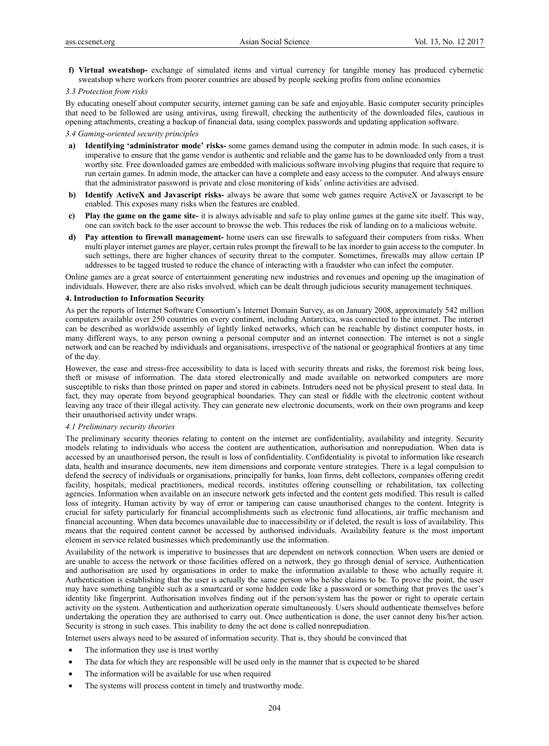- **f) Virtual sweatshop-** exchange of simulated items and virtual currency for tangible money has produced cybernetic sweatshop where workers from poorer countries are abused by people seeking profits from online economies

*3.3 Protection from risks*

By educating oneself about computer security, internet gaming can be safe and enjoyable. Basic computer security principles that need to be followed are using antivirus, using firewall, checking the authenticity of the downloaded files, cautious in opening attachments, creating a backup of financial data, using complex passwords and updating application software.

*3.4 Gaming-oriented security principles*

- **a) Identifying 'administrator mode' risks-** some games demand using the computer in admin mode. In such cases, it is imperative to ensure that the game vendor is authentic and reliable and the game has to be downloaded only from a trust worthy site. Free downloaded games are embedded with malicious software involving plugins that require that require to run certain games. In admin mode, the attacker can have a complete and easy access to the computer. And always ensure that the administrator password is private and close monitoring of kids' online activities are advised.
- **b) Identify ActiveX and Javascript risks-** always be aware that some web games require ActiveX or Javascript to be enabled. This exposes many risks when the features are enabled.
- **c) Play the game on the game site-** it is always advisable and safe to play online games at the game site itself. This way, one can switch back to the user account to browse the web. This reduces the risk of landing on to a malicious website.
- **d) Pay attention to firewall management-** home users can use firewalls to safeguard their computers from risks. When multi player internet games are player, certain rules prompt the firewall to be lax inorder to gain access to the computer. In such settings, there are higher chances of security threat to the computer. Sometimes, firewalls may allow certain IP addresses to be tagged trusted to reduce the chance of interacting with a fraudster who can infect the computer.

Online games are a great source of entertainment generating new industries and revenues and opening up the imagination of individuals. However, there are also risks involved, which can be dealt through judicious security management techniques.

## 4. Introduction to Information Security

As per the reports of Internet Software Consortium's Internet Domain Survey, as on January 2008, approximately 542 million computers available over 250 countries on every continent, including Antarctica, was connected to the internet. The internet can be described as worldwide assembly of lightly linked networks, which can be reachable by distinct computer hosts, in many different ways, to any person owning a personal computer and an internet connection. The internet is not a single network and can be reached by individuals and organisations, irrespective of the national or geographical frontiers at any time of the day.

However, the ease and stress-free accessibility to data is laced with security threats and risks, the foremost risk being loss, theft or misuse of information. The data stored electronically and made available on networked computers are more susceptible to risks than those printed on paper and stored in cabinets. Intruders need not be physical present to steal data. In fact, they may operate from beyond geographical boundaries. They can steal or fiddle with the electronic content without leaving any trace of their illegal activity. They can generate new electronic documents, work on their own programs and keep their unauthorised activity under wraps.

*4.1 Preliminary security theories*

The preliminary security theories relating to content on the internet are confidentiality, availability and integrity. Security models relating to individuals who access the content are authentication, authorisation and nonrepudiation. When data is accessed by an unauthorised person, the result is loss of confidentiality. Confidentiality is pivotal to information like research data, health and insurance documents, new item dimensions and corporate venture strategies. There is a legal compulsion to defend the secrecy of individuals or organisations, principally for banks, loan firms, debt collectors, companies offering credit facility, hospitals, medical practitioners, medical records, institutes offering counselling or rehabilitation, tax collecting agencies. Information when available on an insecure network gets infected and the content gets modified. This result is called loss of integrity. Human activity by way of error or tampering can cause unauthorised changes to the content. Integrity is crucial for safety particularly for financial accomplishments such as electronic fund allocations, air traffic mechanism and financial accounting. When data becomes unavailable due to inaccessibility or if deleted, the result is loss of availability. This means that the required content cannot be accessed by authorised individuals. Availability feature is the most important element in service related businesses which predominantly use the information.

Availability of the network is imperative to businesses that are dependent on network connection. When users are denied or are unable to access the network or those facilities offered on a network, they go through denial of service. Authentication and authorisation are used by organisations in order to make the information available to those who actually require it. Authentication is establishing that the user is actually the same person who he/she claims to be. To prove the point, the user may have something tangible such as a smartcard or some hidden code like a password or something that proves the user's identity like fingerprint. Authorisation involves finding out if the person/system has the power or right to operate certain activity on the system. Authentication and authorization operate simultaneously. Users should authenticate themselves before undertaking the operation they are authorised to carry out. Once authentication is done, the user cannot deny his/her action. Security is strong in such cases. This inability to deny the act done is called nonrepudiation.

Internet users always need to be assured of information security. That is, they should be convinced that

- The information they use is trust worthy
- The data for which they are responsible will be used only in the manner that is expected to be shared
- The information will be available for use when required
- The systems will process content in timely and trustworthy mode.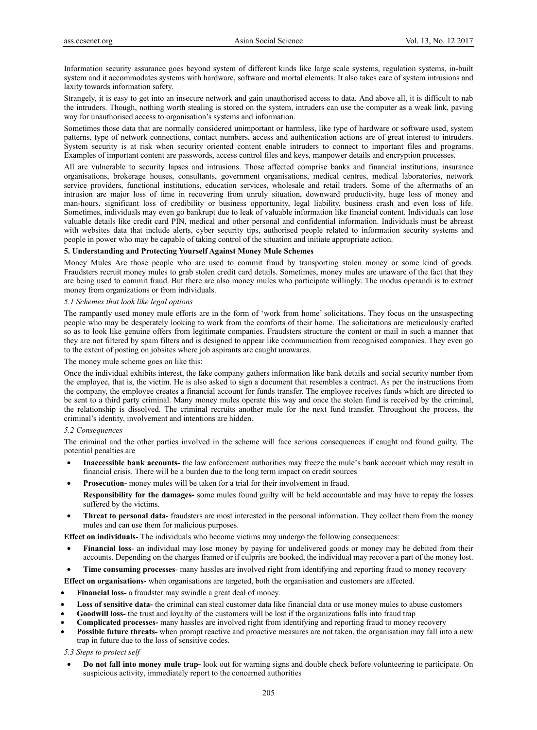Information security assurance goes beyond system of different kinds like large scale systems, regulation systems, in-built system and it accommodates systems with hardware, software and mortal elements. It also takes care of system intrusions and laxity towards information safety.

Strangely, it is easy to get into an insecure network and gain unauthorised access to data. And above all, it is difficult to nab the intruders. Though, nothing worth stealing is stored on the system, intruders can use the computer as a weak link, paving way for unauthorised access to organisation's systems and information.

Sometimes those data that are normally considered unimportant or harmless, like type of hardware or software used, system patterns, type of network connections, contact numbers, access and authentication actions are of great interest to intruders. System security is at risk when security oriented content enable intruders to connect to important files and programs. Examples of important content are passwords, access control files and keys, manpower details and encryption processes.

All are vulnerable to security lapses and intrusions. Those affected comprise banks and financial institutions, insurance organisations, brokerage houses, consultants, government organisations, medical centres, medical laboratories, network service providers, functional institutions, education services, wholesale and retail traders. Some of the aftermaths of an intrusion are major loss of time in recovering from unruly situation, downward productivity, huge loss of money and man-hours, significant loss of credibility or business opportunity, legal liability, business crash and even loss of life. Sometimes, individuals may even go bankrupt due to leak of valuable information like financial content. Individuals can lose valuable details like credit card PIN, medical and other personal and confidential information. Individuals must be abreast with websites data that include alerts, cyber security tips, authorised people related to information security systems and people in power who may be capable of taking control of the situation and initiate appropriate action.

## 5. Understanding and Protecting Yourself Against Money Mule Schemes

Money Mules Are those people who are used to commit fraud by transporting stolen money or some kind of goods. Fraudsters recruit money mules to grab stolen credit card details. Sometimes, money mules are unaware of the fact that they are being used to commit fraud. But there are also money mules who participate willingly. The modus operandi is to extract money from organizations or from individuals.

### *5.1 Schemes that look like legal options*

The rampantly used money mule efforts are in the form of 'work from home' solicitations. They focus on the unsuspecting people who may be desperately looking to work from the comforts of their home. The solicitations are meticulously crafted so as to look like genuine offers from legitimate companies. Fraudsters structure the content or mail in such a manner that they are not filtered by spam filters and is designed to appear like communication from recognised companies. They even go to the extent of posting on jobsites where job aspirants are caught unawares.

The money mule scheme goes on like this:

Once the individual exhibits interest, the fake company gathers information like bank details and social security number from the employee, that is, the victim. He is also asked to sign a document that resembles a contract. As per the instructions from the company, the employee creates a financial account for funds transfer. The employee receives funds which are directed to be sent to a third party criminal. Many money mules operate this way and once the stolen fund is received by the criminal, the relationship is dissolved. The criminal recruits another mule for the next fund transfer. Throughout the process, the criminal's identity, involvement and intentions are hidden.

### *5.2 Consequences*

The criminal and the other parties involved in the scheme will face serious consequences if caught and found guilty. The potential penalties are

- **Inaccessible bank accounts-** the law enforcement authorities may freeze the mule's bank account which may result in financial crisis. There will be a burden due to the long term impact on credit sources
- **Prosecution-** money mules will be taken for a trial for their involvement in fraud.

  **Responsibility for the damages-** some mules found guilty will be held accountable and may have to repay the losses suffered by the victims.
- **Threat to personal data**- fraudsters are most interested in the personal information. They collect them from the money mules and can use them for malicious purposes.

**Effect on individuals-** The individuals who become victims may undergo the following consequences:

- **Financial loss**- an individual may lose money by paying for undelivered goods or money may be debited from their accounts. Depending on the charges framed or if culprits are booked, the individual may recover a part of the money lost.
- **Time consuming processes**- many hassles are involved right from identifying and reporting fraud to money recovery

**Effect on organisations-** when organisations are targeted, both the organisation and customers are affected.

- **Financial loss-** a fraudster may swindle a great deal of money.
- **Loss of sensitive data-** the criminal can steal customer data like financial data or use money mules to abuse customers
- **Goodwill loss-** the trust and loyalty of the customers will be lost if the organizations falls into fraud trap
- **Complicated processes-** many hassles are involved right from identifying and reporting fraud to money recovery
- **Possible future threats-** when prompt reactive and proactive measures are not taken, the organisation may fall into a new trap in future due to the loss of sensitive codes.

### *5.3 Steps to protect self*

- **Do not fall into money mule trap-** look out for warning signs and double check before volunteering to participate. On suspicious activity, immediately report to the concerned authorities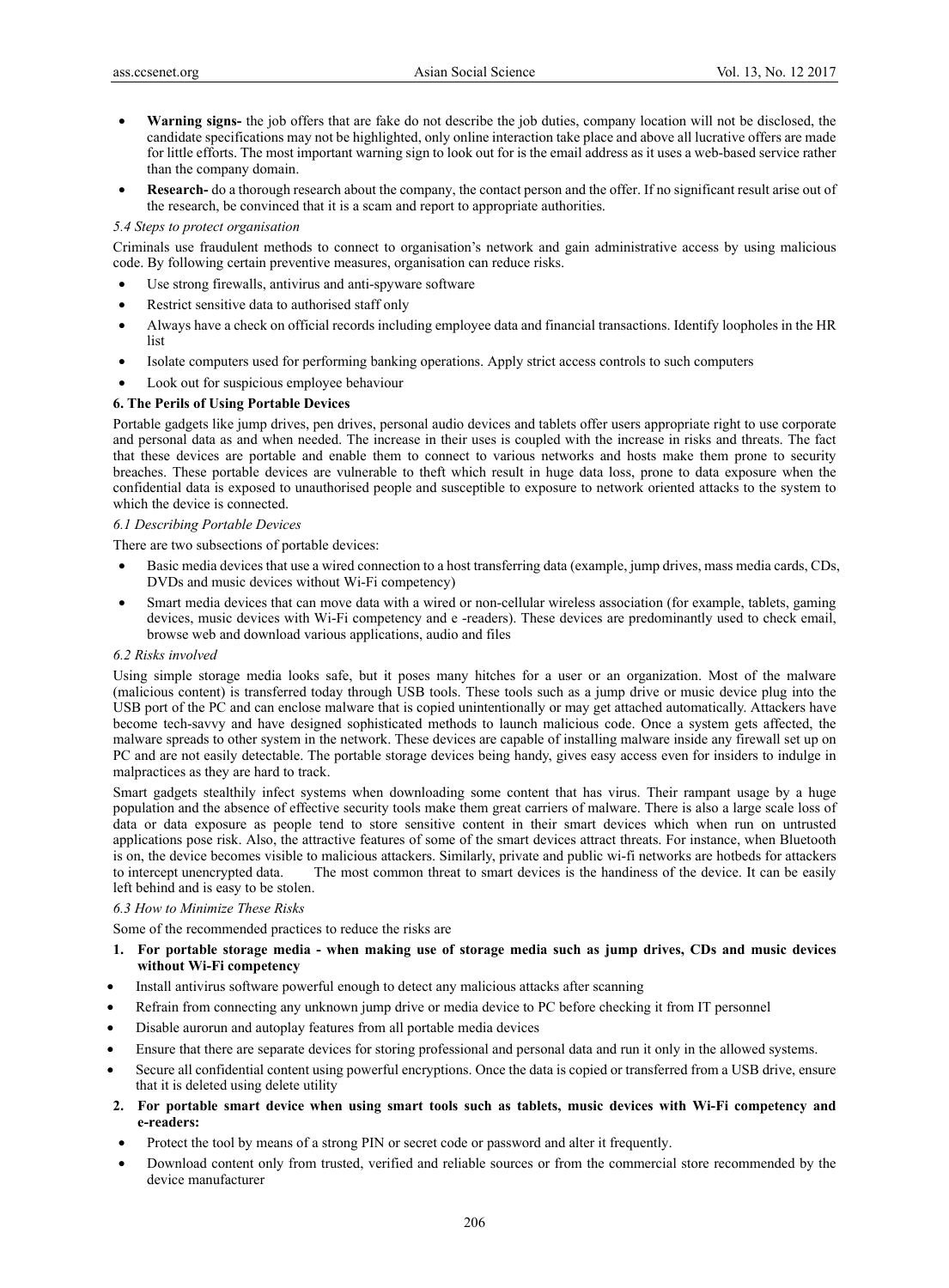- **Warning signs-** the job offers that are fake do not describe the job duties, company location will not be disclosed, the candidate specifications may not be highlighted, only online interaction take place and above all lucrative offers are made for little efforts. The most important warning sign to look out for is the email address as it uses a web-based service rather than the company domain.
- **Research-** do a thorough research about the company, the contact person and the offer. If no significant result arise out of the research, be convinced that it is a scam and report to appropriate authorities.

### *5.4 Steps to protect organisation*

Criminals use fraudulent methods to connect to organisation's network and gain administrative access by using malicious code. By following certain preventive measures, organisation can reduce risks.

- Use strong firewalls, antivirus and anti-spyware software
- Restrict sensitive data to authorised staff only
- Always have a check on official records including employee data and financial transactions. Identify loopholes in the HR list
- Isolate computers used for performing banking operations. Apply strict access controls to such computers
- Look out for suspicious employee behaviour

## 6. The Perils of Using Portable Devices

Portable gadgets like jump drives, pen drives, personal audio devices and tablets offer users appropriate right to use corporate and personal data as and when needed. The increase in their uses is coupled with the increase in risks and threats. The fact that these devices are portable and enable them to connect to various networks and hosts make them prone to security breaches. These portable devices are vulnerable to theft which result in huge data loss, prone to data exposure when the confidential data is exposed to unauthorised people and susceptible to exposure to network oriented attacks to the system to which the device is connected.

### *6.1 Describing Portable Devices*

There are two subsections of portable devices:

- Basic media devices that use a wired connection to a host transferring data (example, jump drives, mass media cards, CDs, DVDs and music devices without Wi-Fi competency)
- Smart media devices that can move data with a wired or non-cellular wireless association (for example, tablets, gaming devices, music devices with Wi-Fi competency and e -readers). These devices are predominantly used to check email, browse web and download various applications, audio and files

### *6.2 Risks involved*

Using simple storage media looks safe, but it poses many hitches for a user or an organization. Most of the malware (malicious content) is transferred today through USB tools. These tools such as a jump drive or music device plug into the USB port of the PC and can enclose malware that is copied unintentionally or may get attached automatically. Attackers have become tech-savvy and have designed sophisticated methods to launch malicious code. Once a system gets affected, the malware spreads to other system in the network. These devices are capable of installing malware inside any firewall set up on PC and are not easily detectable. The portable storage devices being handy, gives easy access even for insiders to indulge in malpractices as they are hard to track.

Smart gadgets stealthily infect systems when downloading some content that has virus. Their rampant usage by a huge population and the absence of effective security tools make them great carriers of malware. There is also a large scale loss of data or data exposure as people tend to store sensitive content in their smart devices which when run on untrusted applications pose risk. Also, the attractive features of some of the smart devices attract threats. For instance, when Bluetooth is on, the device becomes visible to malicious attackers. Similarly, private and public wi-fi networks are hotbeds for attackers to intercept unencrypted data. The most common threat to smart devices is the handiness of the device. It can be easily left behind and is easy to be stolen.

### *6.3 How to Minimize These Risks*

Some of the recommended practices to reduce the risks are

1. **For portable storage media - when making use of storage media such as jump drives, CDs and music devices without Wi-Fi competency**

- Install antivirus software powerful enough to detect any malicious attacks after scanning
- Refrain from connecting any unknown jump drive or media device to PC before checking it from IT personnel
- Disable aurorun and autoplay features from all portable media devices
- Ensure that there are separate devices for storing professional and personal data and run it only in the allowed systems.
- Secure all confidential content using powerful encryptions. Once the data is copied or transferred from a USB drive, ensure that it is deleted using delete utility

2. **For portable smart device when using smart tools such as tablets, music devices with Wi-Fi competency and e-readers:**

- Protect the tool by means of a strong PIN or secret code or password and alter it frequently.
- Download content only from trusted, verified and reliable sources or from the commercial store recommended by the device manufacturer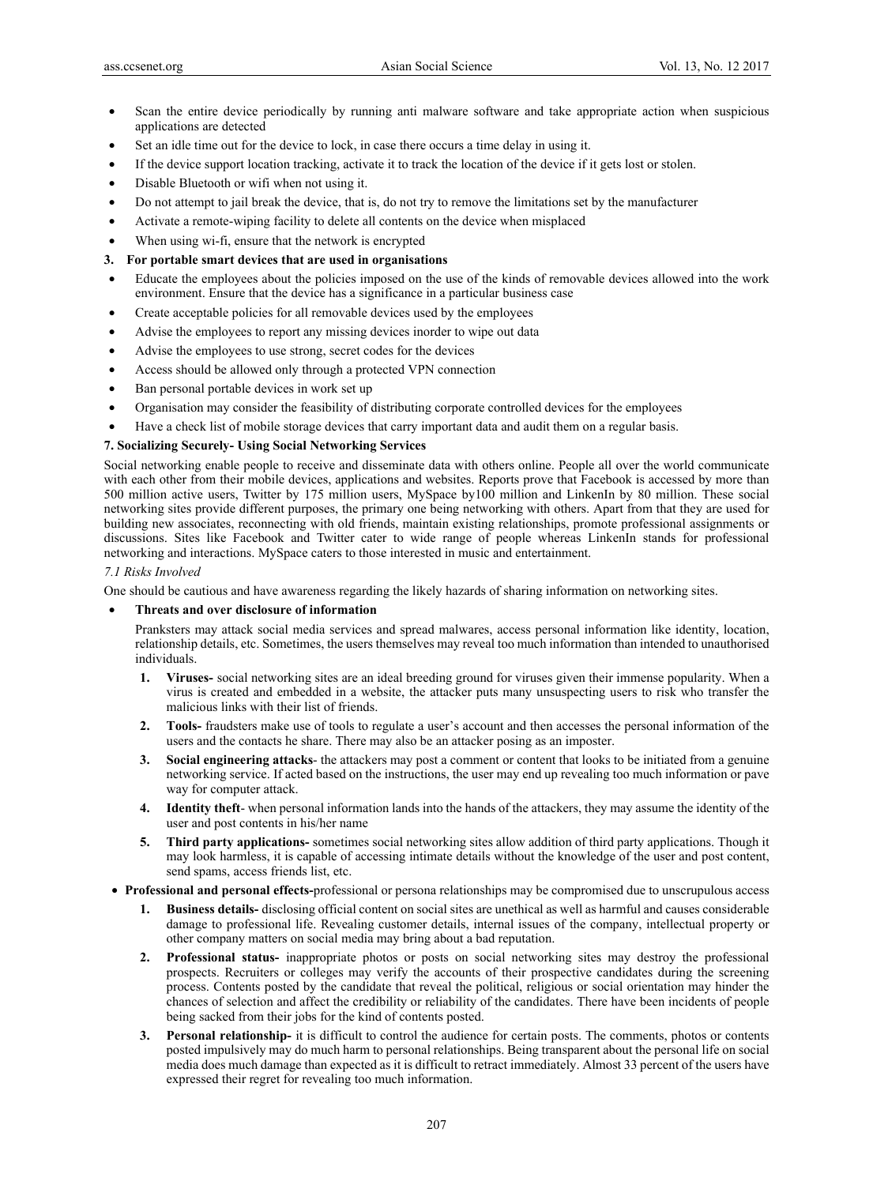- Scan the entire device periodically by running anti malware software and take appropriate action when suspicious applications are detected
- Set an idle time out for the device to lock, in case there occurs a time delay in using it.
- If the device support location tracking, activate it to track the location of the device if it gets lost or stolen.
- Disable Bluetooth or wifi when not using it.
- Do not attempt to jail break the device, that is, do not try to remove the limitations set by the manufacturer
- Activate a remote-wiping facility to delete all contents on the device when misplaced
- When using wi-fi, ensure that the network is encrypted

**3. For portable smart devices that are used in organisations**

- Educate the employees about the policies imposed on the use of the kinds of removable devices allowed into the work environment. Ensure that the device has a significance in a particular business case
- Create acceptable policies for all removable devices used by the employees
- Advise the employees to report any missing devices inorder to wipe out data
- Advise the employees to use strong, secret codes for the devices
- Access should be allowed only through a protected VPN connection
- Ban personal portable devices in work set up
- Organisation may consider the feasibility of distributing corporate controlled devices for the employees
- Have a check list of mobile storage devices that carry important data and audit them on a regular basis.

### 7. Socializing Securely- Using Social Networking Services

Social networking enable people to receive and disseminate data with others online. People all over the world communicate with each other from their mobile devices, applications and websites. Reports prove that Facebook is accessed by more than 500 million active users, Twitter by 175 million users, MySpace by100 million and LinkenIn by 80 million. These social networking sites provide different purposes, the primary one being networking with others. Apart from that they are used for building new associates, reconnecting with old friends, maintain existing relationships, promote professional assignments or discussions. Sites like Facebook and Twitter cater to wide range of people whereas LinkenIn stands for professional networking and interactions. MySpace caters to those interested in music and entertainment.

#### *7.1 Risks Involved*

One should be cautious and have awareness regarding the likely hazards of sharing information on networking sites.

- **Threats and over disclosure of information**

  Pranksters may attack social media services and spread malwares, access personal information like identity, location, relationship details, etc. Sometimes, the users themselves may reveal too much information than intended to unauthorised individuals.

  1. **Viruses-** social networking sites are an ideal breeding ground for viruses given their immense popularity. When a virus is created and embedded in a website, the attacker puts many unsuspecting users to risk who transfer the malicious links with their list of friends.
  2. **Tools-** fraudsters make use of tools to regulate a user's account and then accesses the personal information of the users and the contacts he share. There may also be an attacker posing as an imposter.
  3. **Social engineering attacks**- the attackers may post a comment or content that looks to be initiated from a genuine networking service. If acted based on the instructions, the user may end up revealing too much information or pave way for computer attack.
  4. **Identity theft**- when personal information lands into the hands of the attackers, they may assume the identity of the user and post contents in his/her name
  5. **Third party applications-** sometimes social networking sites allow addition of third party applications. Though it may look harmless, it is capable of accessing intimate details without the knowledge of the user and post content, send spams, access friends list, etc.

- **Professional and personal effects-**professional or persona relationships may be compromised due to unscrupulous access

  1. **Business details-** disclosing official content on social sites are unethical as well as harmful and causes considerable damage to professional life. Revealing customer details, internal issues of the company, intellectual property or other company matters on social media may bring about a bad reputation.
  2. **Professional status-** inappropriate photos or posts on social networking sites may destroy the professional prospects. Recruiters or colleges may verify the accounts of their prospective candidates during the screening process. Contents posted by the candidate that reveal the political, religious or social orientation may hinder the chances of selection and affect the credibility or reliability of the candidates. There have been incidents of people being sacked from their jobs for the kind of contents posted.
  3. **Personal relationship-** it is difficult to control the audience for certain posts. The comments, photos or contents posted impulsively may do much harm to personal relationships. Being transparent about the personal life on social media does much damage than expected as it is difficult to retract immediately. Almost 33 percent of the users have expressed their regret for revealing too much information.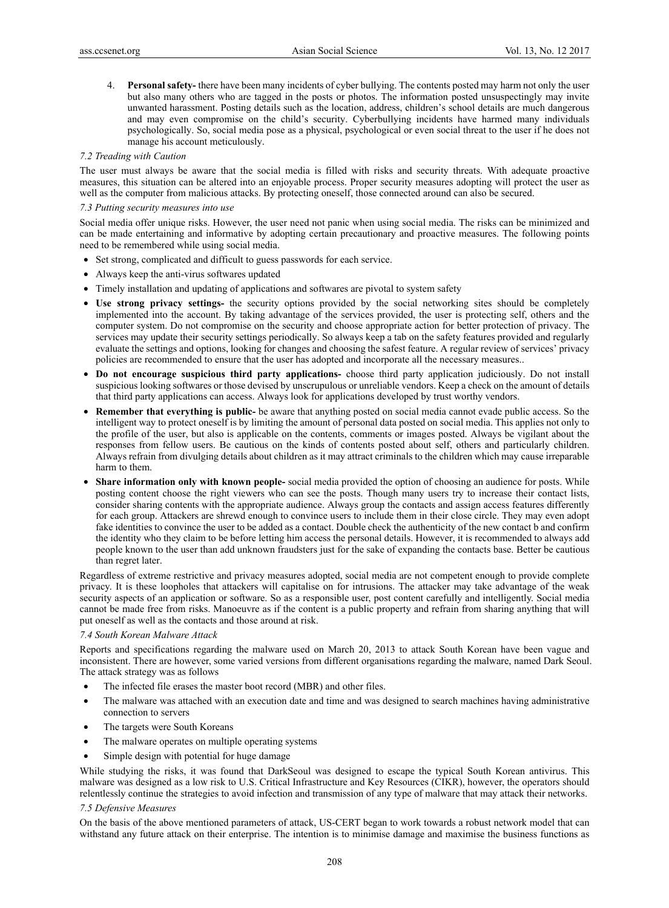4. **Personal safety-** there have been many incidents of cyber bullying. The contents posted may harm not only the user but also many others who are tagged in the posts or photos. The information posted unsuspectingly may invite unwanted harassment. Posting details such as the location, address, children's school details are much dangerous and may even compromise on the child's security. Cyberbullying incidents have harmed many individuals psychologically. So, social media pose as a physical, psychological or even social threat to the user if he does not manage his account meticulously.

*7.2 Treading with Caution*

The user must always be aware that the social media is filled with risks and security threats. With adequate proactive measures, this situation can be altered into an enjoyable process. Proper security measures adopting will protect the user as well as the computer from malicious attacks. By protecting oneself, those connected around can also be secured.

*7.3 Putting security measures into use*

Social media offer unique risks. However, the user need not panic when using social media. The risks can be minimized and can be made entertaining and informative by adopting certain precautionary and proactive measures. The following points need to be remembered while using social media.

- Set strong, complicated and difficult to guess passwords for each service.
- Always keep the anti-virus softwares updated
- Timely installation and updating of applications and softwares are pivotal to system safety
- **Use strong privacy settings-** the security options provided by the social networking sites should be completely implemented into the account. By taking advantage of the services provided, the user is protecting self, others and the computer system. Do not compromise on the security and choose appropriate action for better protection of privacy. The services may update their security settings periodically. So always keep a tab on the safety features provided and regularly evaluate the settings and options, looking for changes and choosing the safest feature. A regular review of services' privacy policies are recommended to ensure that the user has adopted and incorporate all the necessary measures..
- **Do not encourage suspicious third party applications-** choose third party application judiciously. Do not install suspicious looking softwares or those devised by unscrupulous or unreliable vendors. Keep a check on the amount of details that third party applications can access. Always look for applications developed by trust worthy vendors.
- **Remember that everything is public-** be aware that anything posted on social media cannot evade public access. So the intelligent way to protect oneself is by limiting the amount of personal data posted on social media. This applies not only to the profile of the user, but also is applicable on the contents, comments or images posted. Always be vigilant about the responses from fellow users. Be cautious on the kinds of contents posted about self, others and particularly children. Always refrain from divulging details about children as it may attract criminals to the children which may cause irreparable harm to them.
- **Share information only with known people-** social media provided the option of choosing an audience for posts. While posting content choose the right viewers who can see the posts. Though many users try to increase their contact lists, consider sharing contents with the appropriate audience. Always group the contacts and assign access features differently for each group. Attackers are shrewd enough to convince users to include them in their close circle. They may even adopt fake identities to convince the user to be added as a contact. Double check the authenticity of the new contact b and confirm the identity who they claim to be before letting him access the personal details. However, it is recommended to always add people known to the user than add unknown fraudsters just for the sake of expanding the contacts base. Better be cautious than regret later.

Regardless of extreme restrictive and privacy measures adopted, social media are not competent enough to provide complete privacy. It is these loopholes that attackers will capitalise on for intrusions. The attacker may take advantage of the weak security aspects of an application or software. So as a responsible user, post content carefully and intelligently. Social media cannot be made free from risks. Manoeuvre as if the content is a public property and refrain from sharing anything that will put oneself as well as the contacts and those around at risk.

*7.4 South Korean Malware Attack*

Reports and specifications regarding the malware used on March 20, 2013 to attack South Korean have been vague and inconsistent. There are however, some varied versions from different organisations regarding the malware, named Dark Seoul. The attack strategy was as follows

- The infected file erases the master boot record (MBR) and other files.
- The malware was attached with an execution date and time and was designed to search machines having administrative connection to servers
- The targets were South Koreans
- The malware operates on multiple operating systems
- Simple design with potential for huge damage

While studying the risks, it was found that DarkSeoul was designed to escape the typical South Korean antivirus. This malware was designed as a low risk to U.S. Critical Infrastructure and Key Resources (CIKR), however, the operators should relentlessly continue the strategies to avoid infection and transmission of any type of malware that may attack their networks.

*7.5 Defensive Measures*

On the basis of the above mentioned parameters of attack, US-CERT began to work towards a robust network model that can withstand any future attack on their enterprise. The intention is to minimise damage and maximise the business functions as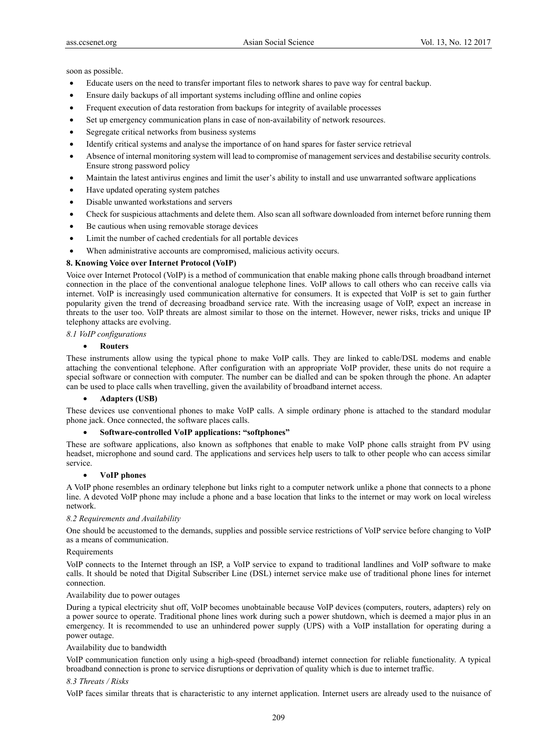soon as possible.

- Educate users on the need to transfer important files to network shares to pave way for central backup.
- Ensure daily backups of all important systems including offline and online copies
- Frequent execution of data restoration from backups for integrity of available processes
- Set up emergency communication plans in case of non-availability of network resources.
- Segregate critical networks from business systems
- Identify critical systems and analyse the importance of on hand spares for faster service retrieval
- Absence of internal monitoring system will lead to compromise of management services and destabilise security controls. Ensure strong password policy
- Maintain the latest antivirus engines and limit the user's ability to install and use unwarranted software applications
- Have updated operating system patches
- Disable unwanted workstations and servers
- Check for suspicious attachments and delete them. Also scan all software downloaded from internet before running them
- Be cautious when using removable storage devices
- Limit the number of cached credentials for all portable devices
- When administrative accounts are compromised, malicious activity occurs.

## 8. Knowing Voice over Internet Protocol (VoIP)

Voice over Internet Protocol (VoIP) is a method of communication that enable making phone calls through broadband internet connection in the place of the conventional analogue telephone lines. VoIP allows to call others who can receive calls via internet. VoIP is increasingly used communication alternative for consumers. It is expected that VoIP is set to gain further popularity given the trend of decreasing broadband service rate. With the increasing usage of VoIP, expect an increase in threats to the user too. VoIP threats are almost similar to those on the internet. However, newer risks, tricks and unique IP telephony attacks are evolving.

### *8.1 VoIP configurations*

- **Routers**

These instruments allow using the typical phone to make VoIP calls. They are linked to cable/DSL modems and enable attaching the conventional telephone. After configuration with an appropriate VoIP provider, these units do not require a special software or connection with computer. The number can be dialled and can be spoken through the phone. An adapter can be used to place calls when travelling, given the availability of broadband internet access.

- **Adapters (USB)**

These devices use conventional phones to make VoIP calls. A simple ordinary phone is attached to the standard modular phone jack. Once connected, the software places calls.

- **Software-controlled VoIP applications: "softphones"**

These are software applications, also known as softphones that enable to make VoIP phone calls straight from PV using headset, microphone and sound card. The applications and services help users to talk to other people who can access similar service.

- **VoIP phones**

A VoIP phone resembles an ordinary telephone but links right to a computer network unlike a phone that connects to a phone line. A devoted VoIP phone may include a phone and a base location that links to the internet or may work on local wireless network.

### *8.2 Requirements and Availability*

One should be accustomed to the demands, supplies and possible service restrictions of VoIP service before changing to VoIP as a means of communication.

Requirements

VoIP connects to the Internet through an ISP, a VoIP service to expand to traditional landlines and VoIP software to make calls. It should be noted that Digital Subscriber Line (DSL) internet service make use of traditional phone lines for internet connection.

Availability due to power outages

During a typical electricity shut off, VoIP becomes unobtainable because VoIP devices (computers, routers, adapters) rely on a power source to operate. Traditional phone lines work during such a power shutdown, which is deemed a major plus in an emergency. It is recommended to use an unhindered power supply (UPS) with a VoIP installation for operating during a power outage.

Availability due to bandwidth

VoIP communication function only using a high-speed (broadband) internet connection for reliable functionality. A typical broadband connection is prone to service disruptions or deprivation of quality which is due to internet traffic.

### *8.3 Threats / Risks*

VoIP faces similar threats that is characteristic to any internet application. Internet users are already used to the nuisance of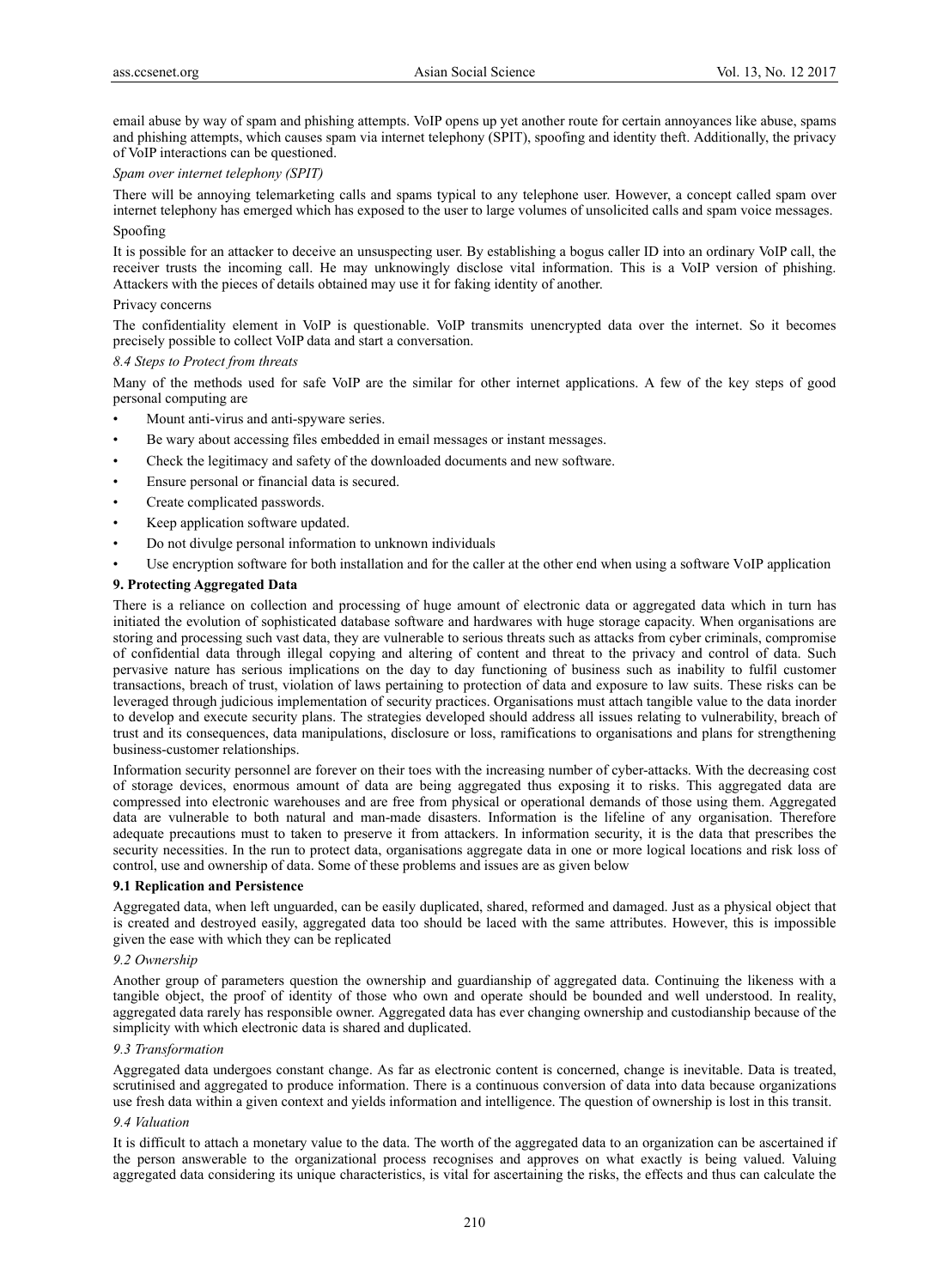email abuse by way of spam and phishing attempts. VoIP opens up yet another route for certain annoyances like abuse, spams and phishing attempts, which causes spam via internet telephony (SPIT), spoofing and identity theft. Additionally, the privacy of VoIP interactions can be questioned.

*Spam over internet telephony (SPIT)*

There will be annoying telemarketing calls and spams typical to any telephone user. However, a concept called spam over internet telephony has emerged which has exposed to the user to large volumes of unsolicited calls and spam voice messages.

Spoofing

It is possible for an attacker to deceive an unsuspecting user. By establishing a bogus caller ID into an ordinary VoIP call, the receiver trusts the incoming call. He may unknowingly disclose vital information. This is a VoIP version of phishing. Attackers with the pieces of details obtained may use it for faking identity of another.

Privacy concerns

The confidentiality element in VoIP is questionable. VoIP transmits unencrypted data over the internet. So it becomes precisely possible to collect VoIP data and start a conversation.

*8.4 Steps to Protect from threats*

Many of the methods used for safe VoIP are the similar for other internet applications. A few of the key steps of good personal computing are

- Mount anti-virus and anti-spyware series.
- Be wary about accessing files embedded in email messages or instant messages.
- Check the legitimacy and safety of the downloaded documents and new software.
- Ensure personal or financial data is secured.
- Create complicated passwords.
- Keep application software updated.
- Do not divulge personal information to unknown individuals
- Use encryption software for both installation and for the caller at the other end when using a software VoIP application

## 9. Protecting Aggregated Data

There is a reliance on collection and processing of huge amount of electronic data or aggregated data which in turn has initiated the evolution of sophisticated database software and hardwares with huge storage capacity. When organisations are storing and processing such vast data, they are vulnerable to serious threats such as attacks from cyber criminals, compromise of confidential data through illegal copying and altering of content and threat to the privacy and control of data. Such pervasive nature has serious implications on the day to day functioning of business such as inability to fulfil customer transactions, breach of trust, violation of laws pertaining to protection of data and exposure to law suits. These risks can be leveraged through judicious implementation of security practices. Organisations must attach tangible value to the data inorder to develop and execute security plans. The strategies developed should address all issues relating to vulnerability, breach of trust and its consequences, data manipulations, disclosure or loss, ramifications to organisations and plans for strengthening business-customer relationships.

Information security personnel are forever on their toes with the increasing number of cyber-attacks. With the decreasing cost of storage devices, enormous amount of data are being aggregated thus exposing it to risks. This aggregated data are compressed into electronic warehouses and are free from physical or operational demands of those using them. Aggregated data are vulnerable to both natural and man-made disasters. Information is the lifeline of any organisation. Therefore adequate precautions must to taken to preserve it from attackers. In information security, it is the data that prescribes the security necessities. In the run to protect data, organisations aggregate data in one or more logical locations and risk loss of control, use and ownership of data. Some of these problems and issues are as given below

### 9.1 Replication and Persistence

Aggregated data, when left unguarded, can be easily duplicated, shared, reformed and damaged. Just as a physical object that is created and destroyed easily, aggregated data too should be laced with the same attributes. However, this is impossible given the ease with which they can be replicated

*9.2 Ownership*

Another group of parameters question the ownership and guardianship of aggregated data. Continuing the likeness with a tangible object, the proof of identity of those who own and operate should be bounded and well understood. In reality, aggregated data rarely has responsible owner. Aggregated data has ever changing ownership and custodianship because of the simplicity with which electronic data is shared and duplicated.

*9.3 Transformation*

Aggregated data undergoes constant change. As far as electronic content is concerned, change is inevitable. Data is treated, scrutinised and aggregated to produce information. There is a continuous conversion of data into data because organizations use fresh data within a given context and yields information and intelligence. The question of ownership is lost in this transit.

*9.4 Valuation*

It is difficult to attach a monetary value to the data. The worth of the aggregated data to an organization can be ascertained if the person answerable to the organizational process recognises and approves on what exactly is being valued. Valuing aggregated data considering its unique characteristics, is vital for ascertaining the risks, the effects and thus can calculate the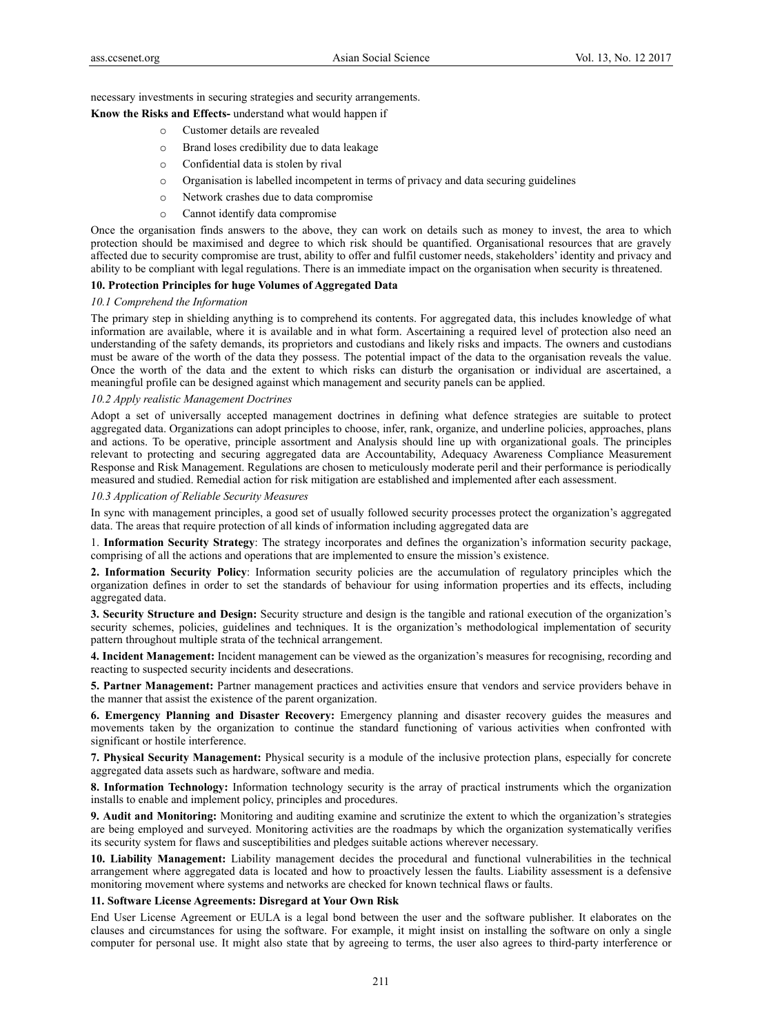necessary investments in securing strategies and security arrangements.

**Know the Risks and Effects-** understand what would happen if

- Customer details are revealed
- Brand loses credibility due to data leakage
- Confidential data is stolen by rival
- Organisation is labelled incompetent in terms of privacy and data securing guidelines
- Network crashes due to data compromise
- Cannot identify data compromise

Once the organisation finds answers to the above, they can work on details such as money to invest, the area to which protection should be maximised and degree to which risk should be quantified. Organisational resources that are gravely affected due to security compromise are trust, ability to offer and fulfil customer needs, stakeholders' identity and privacy and ability to be compliant with legal regulations. There is an immediate impact on the organisation when security is threatened.

## 10. Protection Principles for huge Volumes of Aggregated Data

### *10.1 Comprehend the Information*

The primary step in shielding anything is to comprehend its contents. For aggregated data, this includes knowledge of what information are available, where it is available and in what form. Ascertaining a required level of protection also need an understanding of the safety demands, its proprietors and custodians and likely risks and impacts. The owners and custodians must be aware of the worth of the data they possess. The potential impact of the data to the organisation reveals the value. Once the worth of the data and the extent to which risks can disturb the organisation or individual are ascertained, a meaningful profile can be designed against which management and security panels can be applied.

### *10.2 Apply realistic Management Doctrines*

Adopt a set of universally accepted management doctrines in defining what defence strategies are suitable to protect aggregated data. Organizations can adopt principles to choose, infer, rank, organize, and underline policies, approaches, plans and actions. To be operative, principle assortment and Analysis should line up with organizational goals. The principles relevant to protecting and securing aggregated data are Accountability, Adequacy Awareness Compliance Measurement Response and Risk Management. Regulations are chosen to meticulously moderate peril and their performance is periodically measured and studied. Remedial action for risk mitigation are established and implemented after each assessment.

### *10.3 Application of Reliable Security Measures*

In sync with management principles, a good set of usually followed security processes protect the organization's aggregated data. The areas that require protection of all kinds of information including aggregated data are

1. **Information Security Strategy**: The strategy incorporates and defines the organization's information security package, comprising of all the actions and operations that are implemented to ensure the mission's existence.

**2. Information Security Policy**: Information security policies are the accumulation of regulatory principles which the organization defines in order to set the standards of behaviour for using information properties and its effects, including aggregated data.

**3. Security Structure and Design:** Security structure and design is the tangible and rational execution of the organization's security schemes, policies, guidelines and techniques. It is the organization's methodological implementation of security pattern throughout multiple strata of the technical arrangement.

**4. Incident Management:** Incident management can be viewed as the organization's measures for recognising, recording and reacting to suspected security incidents and desecrations.

**5. Partner Management:** Partner management practices and activities ensure that vendors and service providers behave in the manner that assist the existence of the parent organization.

**6. Emergency Planning and Disaster Recovery:** Emergency planning and disaster recovery guides the measures and movements taken by the organization to continue the standard functioning of various activities when confronted with significant or hostile interference.

**7. Physical Security Management:** Physical security is a module of the inclusive protection plans, especially for concrete aggregated data assets such as hardware, software and media.

**8. Information Technology:** Information technology security is the array of practical instruments which the organization installs to enable and implement policy, principles and procedures.

**9. Audit and Monitoring:** Monitoring and auditing examine and scrutinize the extent to which the organization's strategies are being employed and surveyed. Monitoring activities are the roadmaps by which the organization systematically verifies its security system for flaws and susceptibilities and pledges suitable actions wherever necessary.

**10. Liability Management:** Liability management decides the procedural and functional vulnerabilities in the technical arrangement where aggregated data is located and how to proactively lessen the faults. Liability assessment is a defensive monitoring movement where systems and networks are checked for known technical flaws or faults.

## 11. Software License Agreements: Disregard at Your Own Risk

End User License Agreement or EULA is a legal bond between the user and the software publisher. It elaborates on the clauses and circumstances for using the software. For example, it might insist on installing the software on only a single computer for personal use. It might also state that by agreeing to terms, the user also agrees to third-party interference or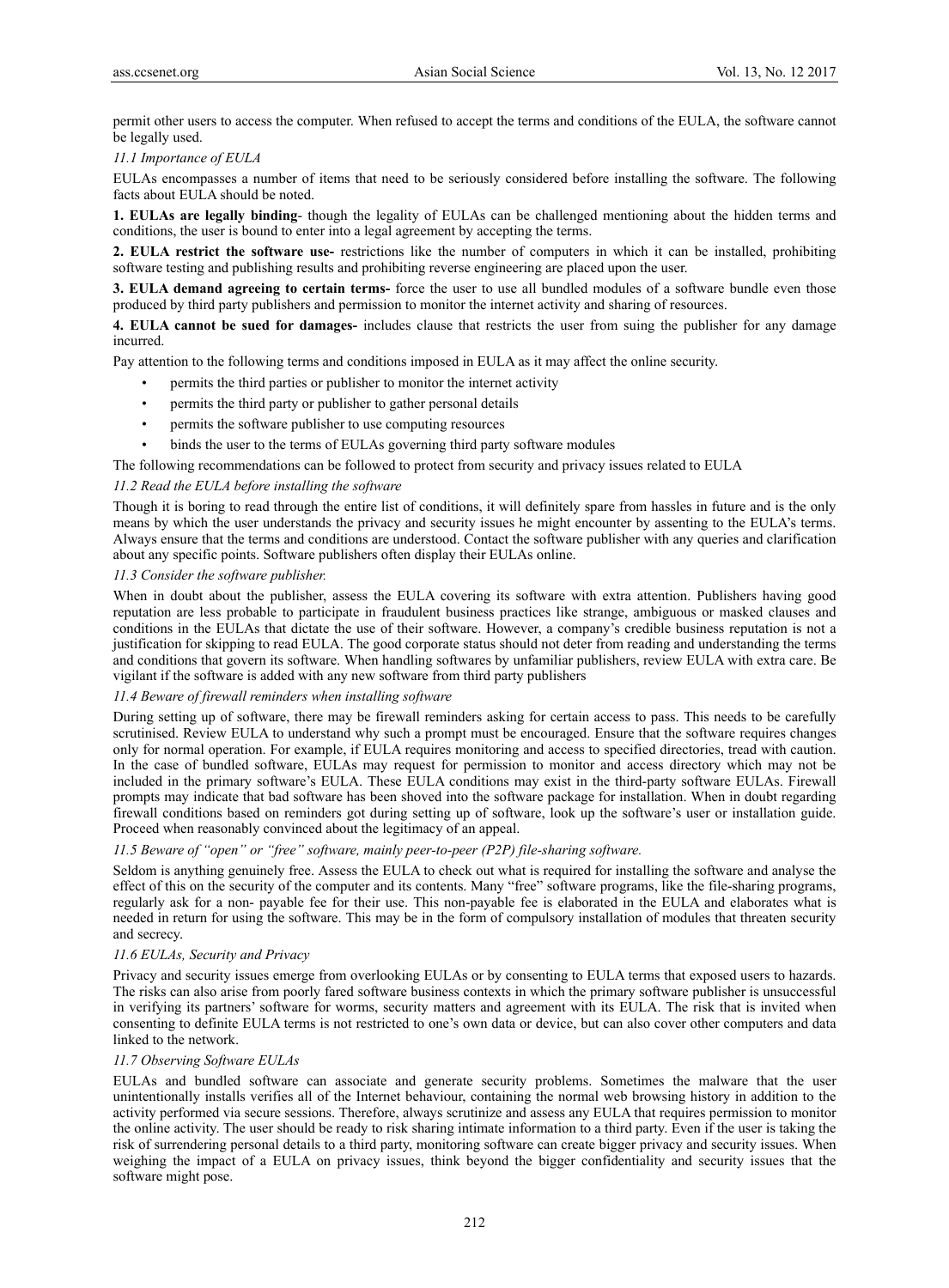permit other users to access the computer. When refused to accept the terms and conditions of the EULA, the software cannot be legally used.

### *11.1 Importance of EULA*

EULAs encompasses a number of items that need to be seriously considered before installing the software. The following facts about EULA should be noted.

**1. EULAs are legally binding**- though the legality of EULAs can be challenged mentioning about the hidden terms and conditions, the user is bound to enter into a legal agreement by accepting the terms.

**2. EULA restrict the software use-** restrictions like the number of computers in which it can be installed, prohibiting software testing and publishing results and prohibiting reverse engineering are placed upon the user.

**3. EULA demand agreeing to certain terms-** force the user to use all bundled modules of a software bundle even those produced by third party publishers and permission to monitor the internet activity and sharing of resources.

**4. EULA cannot be sued for damages-** includes clause that restricts the user from suing the publisher for any damage incurred.

Pay attention to the following terms and conditions imposed in EULA as it may affect the online security.

- permits the third parties or publisher to monitor the internet activity
- permits the third party or publisher to gather personal details
- permits the software publisher to use computing resources
- binds the user to the terms of EULAs governing third party software modules

The following recommendations can be followed to protect from security and privacy issues related to EULA

### *11.2 Read the EULA before installing the software*

Though it is boring to read through the entire list of conditions, it will definitely spare from hassles in future and is the only means by which the user understands the privacy and security issues he might encounter by assenting to the EULA's terms. Always ensure that the terms and conditions are understood. Contact the software publisher with any queries and clarification about any specific points. Software publishers often display their EULAs online.

### *11.3 Consider the software publisher.*

When in doubt about the publisher, assess the EULA covering its software with extra attention. Publishers having good reputation are less probable to participate in fraudulent business practices like strange, ambiguous or masked clauses and conditions in the EULAs that dictate the use of their software. However, a company's credible business reputation is not a justification for skipping to read EULA. The good corporate status should not deter from reading and understanding the terms and conditions that govern its software. When handling softwares by unfamiliar publishers, review EULA with extra care. Be vigilant if the software is added with any new software from third party publishers

### *11.4 Beware of firewall reminders when installing software*

During setting up of software, there may be firewall reminders asking for certain access to pass. This needs to be carefully scrutinised. Review EULA to understand why such a prompt must be encouraged. Ensure that the software requires changes only for normal operation. For example, if EULA requires monitoring and access to specified directories, tread with caution. In the case of bundled software, EULAs may request for permission to monitor and access directory which may not be included in the primary software's EULA. These EULA conditions may exist in the third-party software EULAs. Firewall prompts may indicate that bad software has been shoved into the software package for installation. When in doubt regarding firewall conditions based on reminders got during setting up of software, look up the software's user or installation guide. Proceed when reasonably convinced about the legitimacy of an appeal.

### *11.5 Beware of "open" or "free" software, mainly peer-to-peer (P2P) file-sharing software.*

Seldom is anything genuinely free. Assess the EULA to check out what is required for installing the software and analyse the effect of this on the security of the computer and its contents. Many "free" software programs, like the file-sharing programs, regularly ask for a non- payable fee for their use. This non-payable fee is elaborated in the EULA and elaborates what is needed in return for using the software. This may be in the form of compulsory installation of modules that threaten security and secrecy.

### *11.6 EULAs, Security and Privacy*

Privacy and security issues emerge from overlooking EULAs or by consenting to EULA terms that exposed users to hazards. The risks can also arise from poorly fared software business contexts in which the primary software publisher is unsuccessful in verifying its partners' software for worms, security matters and agreement with its EULA. The risk that is invited when consenting to definite EULA terms is not restricted to one's own data or device, but can also cover other computers and data linked to the network.

### *11.7 Observing Software EULAs*

EULAs and bundled software can associate and generate security problems. Sometimes the malware that the user unintentionally installs verifies all of the Internet behaviour, containing the normal web browsing history in addition to the activity performed via secure sessions. Therefore, always scrutinize and assess any EULA that requires permission to monitor the online activity. The user should be ready to risk sharing intimate information to a third party. Even if the user is taking the risk of surrendering personal details to a third party, monitoring software can create bigger privacy and security issues. When weighing the impact of a EULA on privacy issues, think beyond the bigger confidentiality and security issues that the software might pose.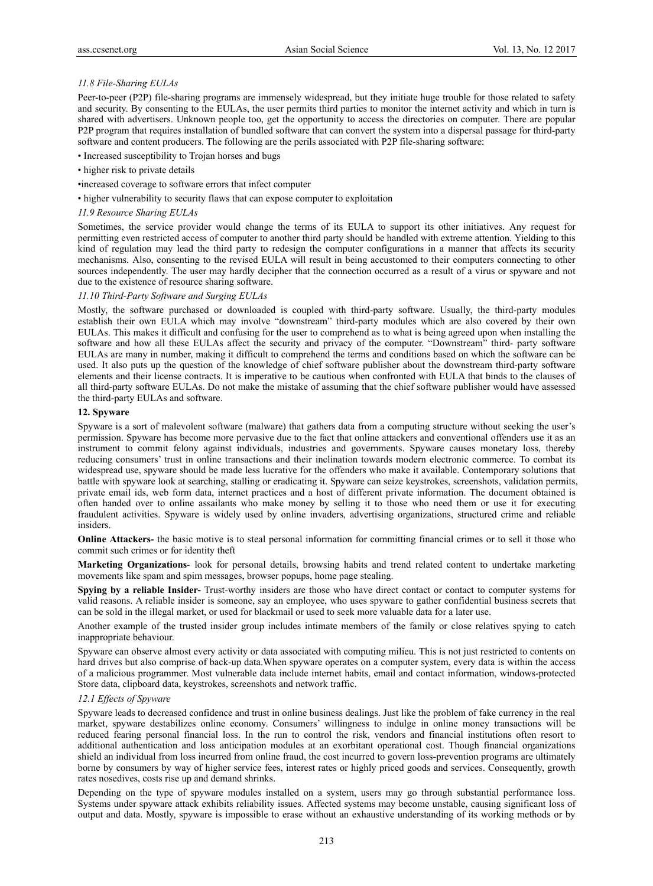*11.8 File-Sharing EULAs*

Peer-to-peer (P2P) file-sharing programs are immensely widespread, but they initiate huge trouble for those related to safety and security. By consenting to the EULAs, the user permits third parties to monitor the internet activity and which in turn is shared with advertisers. Unknown people too, get the opportunity to access the directories on computer. There are popular P2P program that requires installation of bundled software that can convert the system into a dispersal passage for third-party software and content producers. The following are the perils associated with P2P file-sharing software:

- Increased susceptibility to Trojan horses and bugs
- higher risk to private details
- increased coverage to software errors that infect computer
- higher vulnerability to security flaws that can expose computer to exploitation

*11.9 Resource Sharing EULAs*

Sometimes, the service provider would change the terms of its EULA to support its other initiatives. Any request for permitting even restricted access of computer to another third party should be handled with extreme attention. Yielding to this kind of regulation may lead the third party to redesign the computer configurations in a manner that affects its security mechanisms. Also, consenting to the revised EULA will result in being accustomed to their computers connecting to other sources independently. The user may hardly decipher that the connection occurred as a result of a virus or spyware and not due to the existence of resource sharing software.

*11.10 Third-Party Software and Surging EULAs*

Mostly, the software purchased or downloaded is coupled with third-party software. Usually, the third-party modules establish their own EULA which may involve "downstream" third-party modules which are also covered by their own EULAs. This makes it difficult and confusing for the user to comprehend as to what is being agreed upon when installing the software and how all these EULAs affect the security and privacy of the computer. "Downstream" third- party software EULAs are many in number, making it difficult to comprehend the terms and conditions based on which the software can be used. It also puts up the question of the knowledge of chief software publisher about the downstream third-party software elements and their license contracts. It is imperative to be cautious when confronted with EULA that binds to the clauses of all third-party software EULAs. Do not make the mistake of assuming that the chief software publisher would have assessed the third-party EULAs and software.

**12. Spyware**

Spyware is a sort of malevolent software (malware) that gathers data from a computing structure without seeking the user's permission. Spyware has become more pervasive due to the fact that online attackers and conventional offenders use it as an instrument to commit felony against individuals, industries and governments. Spyware causes monetary loss, thereby reducing consumers' trust in online transactions and their inclination towards modern electronic commerce. To combat its widespread use, spyware should be made less lucrative for the offenders who make it available. Contemporary solutions that battle with spyware look at searching, stalling or eradicating it. Spyware can seize keystrokes, screenshots, validation permits, private email ids, web form data, internet practices and a host of different private information. The document obtained is often handed over to online assailants who make money by selling it to those who need them or use it for executing fraudulent activities. Spyware is widely used by online invaders, advertising organizations, structured crime and reliable insiders.

**Online Attackers-** the basic motive is to steal personal information for committing financial crimes or to sell it those who commit such crimes or for identity theft

**Marketing Organizations**- look for personal details, browsing habits and trend related content to undertake marketing movements like spam and spim messages, browser popups, home page stealing.

**Spying by a reliable Insider-** Trust-worthy insiders are those who have direct contact or contact to computer systems for valid reasons. A reliable insider is someone, say an employee, who uses spyware to gather confidential business secrets that can be sold in the illegal market, or used for blackmail or used to seek more valuable data for a later use.

Another example of the trusted insider group includes intimate members of the family or close relatives spying to catch inappropriate behaviour.

Spyware can observe almost every activity or data associated with computing milieu. This is not just restricted to contents on hard drives but also comprise of back-up data.When spyware operates on a computer system, every data is within the access of a malicious programmer. Most vulnerable data include internet habits, email and contact information, windows-protected Store data, clipboard data, keystrokes, screenshots and network traffic.

*12.1 Effects of Spyware*

Spyware leads to decreased confidence and trust in online business dealings. Just like the problem of fake currency in the real market, spyware destabilizes online economy. Consumers' willingness to indulge in online money transactions will be reduced fearing personal financial loss. In the run to control the risk, vendors and financial institutions often resort to additional authentication and loss anticipation modules at an exorbitant operational cost. Though financial organizations shield an individual from loss incurred from online fraud, the cost incurred to govern loss-prevention programs are ultimately borne by consumers by way of higher service fees, interest rates or highly priced goods and services. Consequently, growth rates nosedives, costs rise up and demand shrinks.

Depending on the type of spyware modules installed on a system, users may go through substantial performance loss. Systems under spyware attack exhibits reliability issues. Affected systems may become unstable, causing significant loss of output and data. Mostly, spyware is impossible to erase without an exhaustive understanding of its working methods or by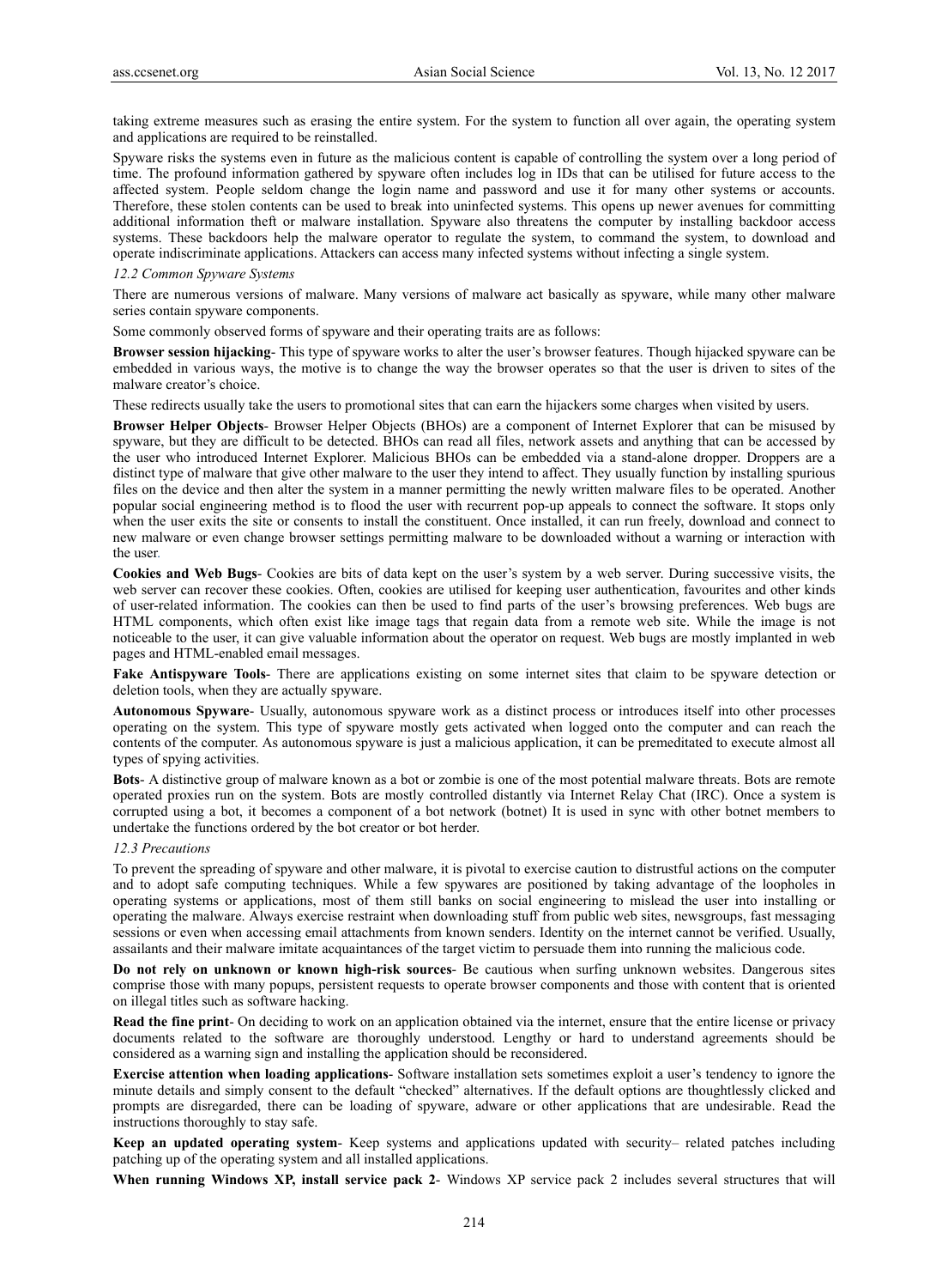taking extreme measures such as erasing the entire system. For the system to function all over again, the operating system and applications are required to be reinstalled.

Spyware risks the systems even in future as the malicious content is capable of controlling the system over a long period of time. The profound information gathered by spyware often includes log in IDs that can be utilised for future access to the affected system. People seldom change the login name and password and use it for many other systems or accounts. Therefore, these stolen contents can be used to break into uninfected systems. This opens up newer avenues for committing additional information theft or malware installation. Spyware also threatens the computer by installing backdoor access systems. These backdoors help the malware operator to regulate the system, to command the system, to download and operate indiscriminate applications. Attackers can access many infected systems without infecting a single system.

### *12.2 Common Spyware Systems*

There are numerous versions of malware. Many versions of malware act basically as spyware, while many other malware series contain spyware components.

Some commonly observed forms of spyware and their operating traits are as follows:

**Browser session hijacking**- This type of spyware works to alter the user's browser features. Though hijacked spyware can be embedded in various ways, the motive is to change the way the browser operates so that the user is driven to sites of the malware creator's choice.

These redirects usually take the users to promotional sites that can earn the hijackers some charges when visited by users.

**Browser Helper Objects**- Browser Helper Objects (BHOs) are a component of Internet Explorer that can be misused by spyware, but they are difficult to be detected. BHOs can read all files, network assets and anything that can be accessed by the user who introduced Internet Explorer. Malicious BHOs can be embedded via a stand-alone dropper. Droppers are a distinct type of malware that give other malware to the user they intend to affect. They usually function by installing spurious files on the device and then alter the system in a manner permitting the newly written malware files to be operated. Another popular social engineering method is to flood the user with recurrent pop-up appeals to connect the software. It stops only when the user exits the site or consents to install the constituent. Once installed, it can run freely, download and connect to new malware or even change browser settings permitting malware to be downloaded without a warning or interaction with the user.

**Cookies and Web Bugs**- Cookies are bits of data kept on the user's system by a web server. During successive visits, the web server can recover these cookies. Often, cookies are utilised for keeping user authentication, favourites and other kinds of user-related information. The cookies can then be used to find parts of the user's browsing preferences. Web bugs are HTML components, which often exist like image tags that regain data from a remote web site. While the image is not noticeable to the user, it can give valuable information about the operator on request. Web bugs are mostly implanted in web pages and HTML-enabled email messages.

**Fake Antispyware Tools**- There are applications existing on some internet sites that claim to be spyware detection or deletion tools, when they are actually spyware.

**Autonomous Spyware**- Usually, autonomous spyware work as a distinct process or introduces itself into other processes operating on the system. This type of spyware mostly gets activated when logged onto the computer and can reach the contents of the computer. As autonomous spyware is just a malicious application, it can be premeditated to execute almost all types of spying activities.

**Bots**- A distinctive group of malware known as a bot or zombie is one of the most potential malware threats. Bots are remote operated proxies run on the system. Bots are mostly controlled distantly via Internet Relay Chat (IRC). Once a system is corrupted using a bot, it becomes a component of a bot network (botnet) It is used in sync with other botnet members to undertake the functions ordered by the bot creator or bot herder.

### *12.3 Precautions*

To prevent the spreading of spyware and other malware, it is pivotal to exercise caution to distrustful actions on the computer and to adopt safe computing techniques. While a few spywares are positioned by taking advantage of the loopholes in operating systems or applications, most of them still banks on social engineering to mislead the user into installing or operating the malware. Always exercise restraint when downloading stuff from public web sites, newsgroups, fast messaging sessions or even when accessing email attachments from known senders. Identity on the internet cannot be verified. Usually, assailants and their malware imitate acquaintances of the target victim to persuade them into running the malicious code.

**Do not rely on unknown or known high-risk sources**- Be cautious when surfing unknown websites. Dangerous sites comprise those with many popups, persistent requests to operate browser components and those with content that is oriented on illegal titles such as software hacking.

**Read the fine print**- On deciding to work on an application obtained via the internet, ensure that the entire license or privacy documents related to the software are thoroughly understood. Lengthy or hard to understand agreements should be considered as a warning sign and installing the application should be reconsidered.

**Exercise attention when loading applications**- Software installation sets sometimes exploit a user's tendency to ignore the minute details and simply consent to the default "checked" alternatives. If the default options are thoughtlessly clicked and prompts are disregarded, there can be loading of spyware, adware or other applications that are undesirable. Read the instructions thoroughly to stay safe.

**Keep an updated operating system**- Keep systems and applications updated with security– related patches including patching up of the operating system and all installed applications.

**When running Windows XP, install service pack 2**- Windows XP service pack 2 includes several structures that will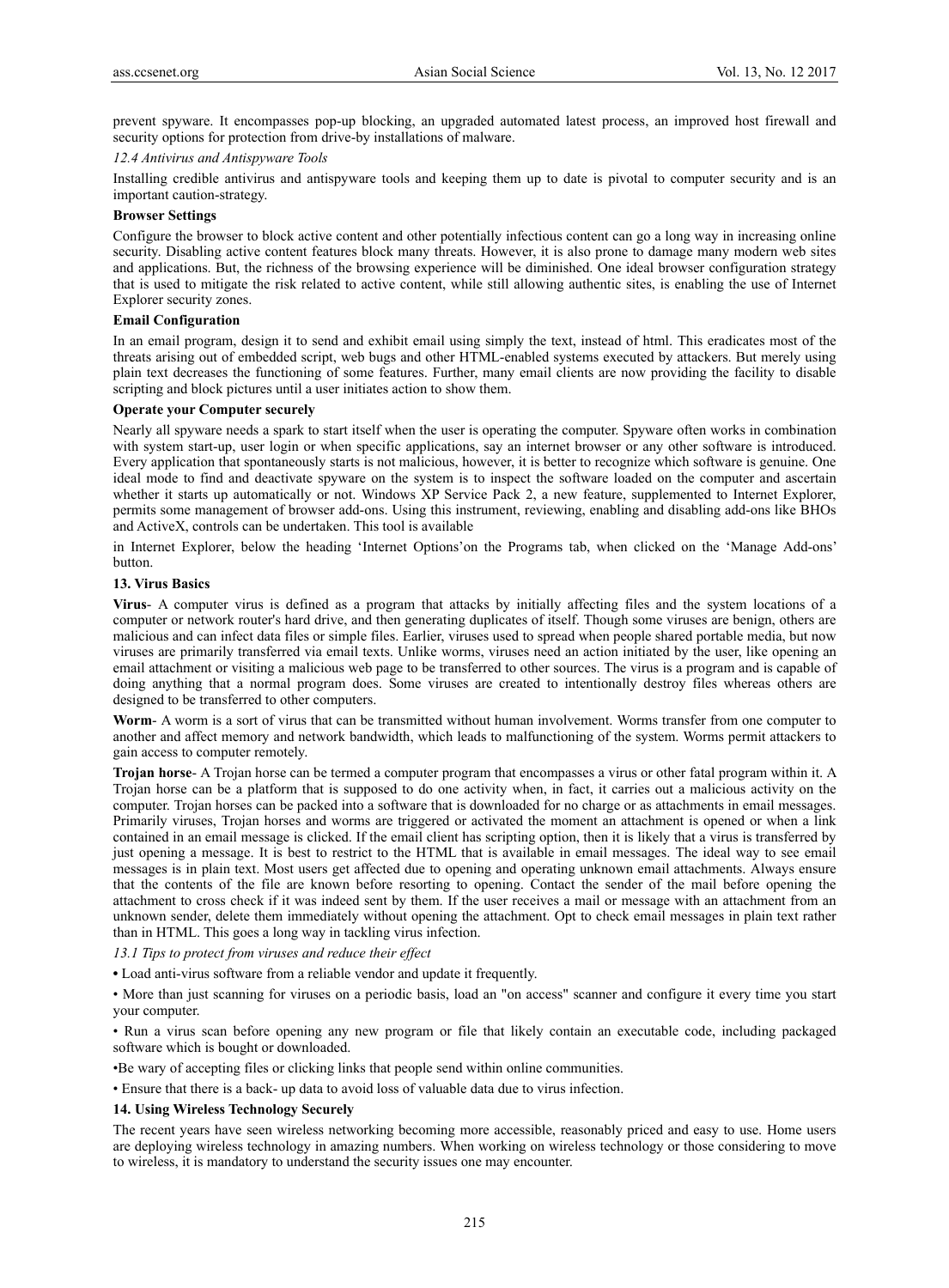prevent spyware. It encompasses pop-up blocking, an upgraded automated latest process, an improved host firewall and security options for protection from drive-by installations of malware.

*12.4 Antivirus and Antispyware Tools*

Installing credible antivirus and antispyware tools and keeping them up to date is pivotal to computer security and is an important caution-strategy.

**Browser Settings**

Configure the browser to block active content and other potentially infectious content can go a long way in increasing online security. Disabling active content features block many threats. However, it is also prone to damage many modern web sites and applications. But, the richness of the browsing experience will be diminished. One ideal browser configuration strategy that is used to mitigate the risk related to active content, while still allowing authentic sites, is enabling the use of Internet Explorer security zones.

**Email Configuration**

In an email program, design it to send and exhibit email using simply the text, instead of html. This eradicates most of the threats arising out of embedded script, web bugs and other HTML-enabled systems executed by attackers. But merely using plain text decreases the functioning of some features. Further, many email clients are now providing the facility to disable scripting and block pictures until a user initiates action to show them.

**Operate your Computer securely**

Nearly all spyware needs a spark to start itself when the user is operating the computer. Spyware often works in combination with system start-up, user login or when specific applications, say an internet browser or any other software is introduced. Every application that spontaneously starts is not malicious, however, it is better to recognize which software is genuine. One ideal mode to find and deactivate spyware on the system is to inspect the software loaded on the computer and ascertain whether it starts up automatically or not. Windows XP Service Pack 2, a new feature, supplemented to Internet Explorer, permits some management of browser add-ons. Using this instrument, reviewing, enabling and disabling add-ons like BHOs and ActiveX, controls can be undertaken. This tool is available

in Internet Explorer, below the heading 'Internet Options'on the Programs tab, when clicked on the 'Manage Add-ons' button.

## 13. Virus Basics

**Virus**- A computer virus is defined as a program that attacks by initially affecting files and the system locations of a computer or network router's hard drive, and then generating duplicates of itself. Though some viruses are benign, others are malicious and can infect data files or simple files. Earlier, viruses used to spread when people shared portable media, but now viruses are primarily transferred via email texts. Unlike worms, viruses need an action initiated by the user, like opening an email attachment or visiting a malicious web page to be transferred to other sources. The virus is a program and is capable of doing anything that a normal program does. Some viruses are created to intentionally destroy files whereas others are designed to be transferred to other computers.

**Worm**- A worm is a sort of virus that can be transmitted without human involvement. Worms transfer from one computer to another and affect memory and network bandwidth, which leads to malfunctioning of the system. Worms permit attackers to gain access to computer remotely.

**Trojan horse**- A Trojan horse can be termed a computer program that encompasses a virus or other fatal program within it. A Trojan horse can be a platform that is supposed to do one activity when, in fact, it carries out a malicious activity on the computer. Trojan horses can be packed into a software that is downloaded for no charge or as attachments in email messages. Primarily viruses, Trojan horses and worms are triggered or activated the moment an attachment is opened or when a link contained in an email message is clicked. If the email client has scripting option, then it is likely that a virus is transferred by just opening a message. It is best to restrict to the HTML that is available in email messages. The ideal way to see email messages is in plain text. Most users get affected due to opening and operating unknown email attachments. Always ensure that the contents of the file are known before resorting to opening. Contact the sender of the mail before opening the attachment to cross check if it was indeed sent by them. If the user receives a mail or message with an attachment from an unknown sender, delete them immediately without opening the attachment. Opt to check email messages in plain text rather than in HTML. This goes a long way in tackling virus infection.

*13.1 Tips to protect from viruses and reduce their effect*

- Load anti-virus software from a reliable vendor and update it frequently.
- More than just scanning for viruses on a periodic basis, load an "on access" scanner and configure it every time you start your computer.
- Run a virus scan before opening any new program or file that likely contain an executable code, including packaged software which is bought or downloaded.
- Be wary of accepting files or clicking links that people send within online communities.
- Ensure that there is a back- up data to avoid loss of valuable data due to virus infection.

## 14. Using Wireless Technology Securely

The recent years have seen wireless networking becoming more accessible, reasonably priced and easy to use. Home users are deploying wireless technology in amazing numbers. When working on wireless technology or those considering to move to wireless, it is mandatory to understand the security issues one may encounter.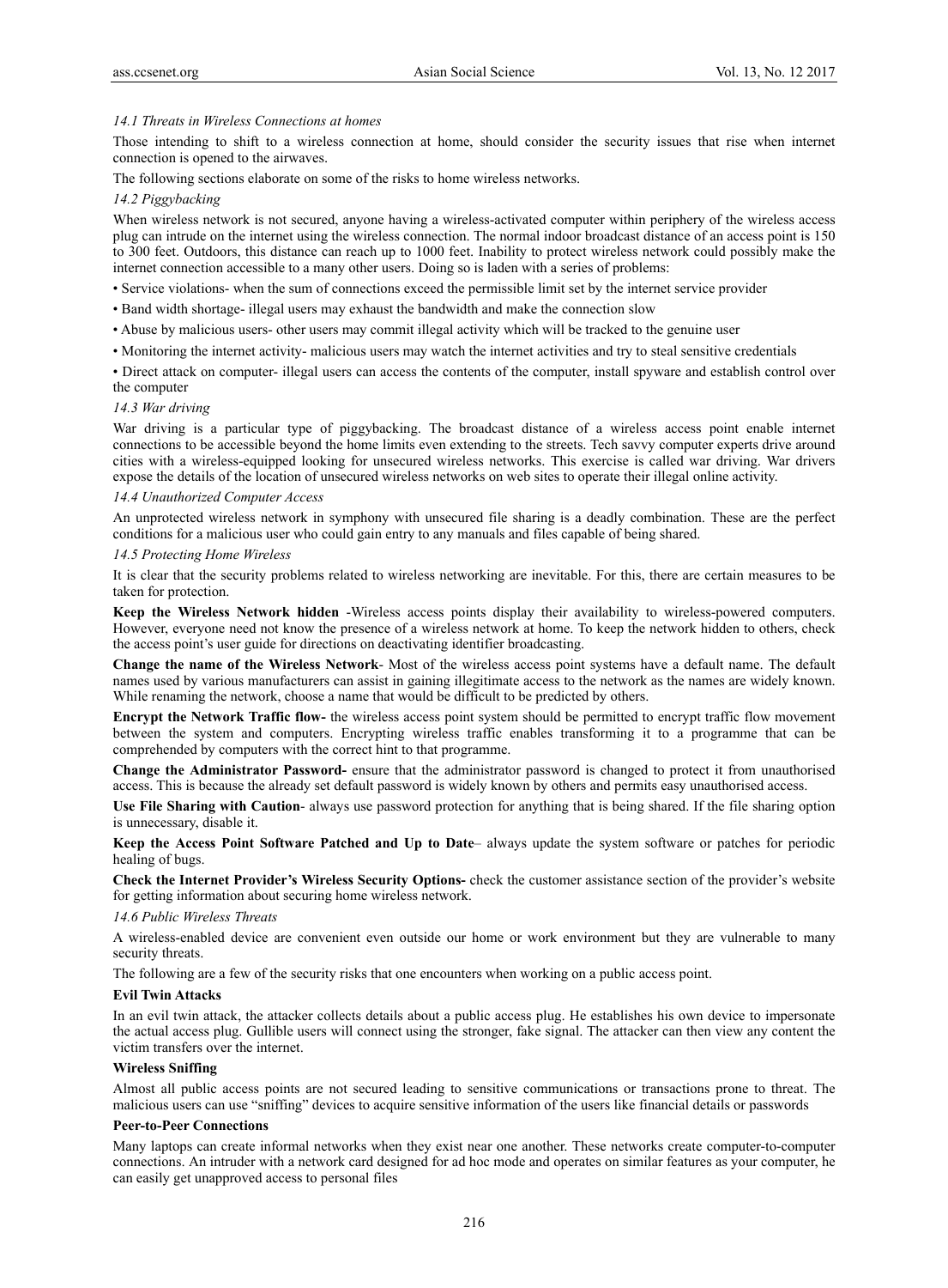*14.1 Threats in Wireless Connections at homes*

Those intending to shift to a wireless connection at home, should consider the security issues that rise when internet connection is opened to the airwaves.

The following sections elaborate on some of the risks to home wireless networks.

*14.2 Piggybacking*

When wireless network is not secured, anyone having a wireless-activated computer within periphery of the wireless access plug can intrude on the internet using the wireless connection. The normal indoor broadcast distance of an access point is 150 to 300 feet. Outdoors, this distance can reach up to 1000 feet. Inability to protect wireless network could possibly make the internet connection accessible to a many other users. Doing so is laden with a series of problems:

- Service violations- when the sum of connections exceed the permissible limit set by the internet service provider
- Band width shortage- illegal users may exhaust the bandwidth and make the connection slow
- Abuse by malicious users- other users may commit illegal activity which will be tracked to the genuine user
- Monitoring the internet activity- malicious users may watch the internet activities and try to steal sensitive credentials
- Direct attack on computer- illegal users can access the contents of the computer, install spyware and establish control over the computer

*14.3 War driving*

War driving is a particular type of piggybacking. The broadcast distance of a wireless access point enable internet connections to be accessible beyond the home limits even extending to the streets. Tech savvy computer experts drive around cities with a wireless-equipped looking for unsecured wireless networks. This exercise is called war driving. War drivers expose the details of the location of unsecured wireless networks on web sites to operate their illegal online activity.

*14.4 Unauthorized Computer Access*

An unprotected wireless network in symphony with unsecured file sharing is a deadly combination. These are the perfect conditions for a malicious user who could gain entry to any manuals and files capable of being shared.

*14.5 Protecting Home Wireless*

It is clear that the security problems related to wireless networking are inevitable. For this, there are certain measures to be taken for protection.

**Keep the Wireless Network hidden** -Wireless access points display their availability to wireless-powered computers. However, everyone need not know the presence of a wireless network at home. To keep the network hidden to others, check the access point's user guide for directions on deactivating identifier broadcasting.

**Change the name of the Wireless Network**- Most of the wireless access point systems have a default name. The default names used by various manufacturers can assist in gaining illegitimate access to the network as the names are widely known. While renaming the network, choose a name that would be difficult to be predicted by others.

**Encrypt the Network Traffic flow-** the wireless access point system should be permitted to encrypt traffic flow movement between the system and computers. Encrypting wireless traffic enables transforming it to a programme that can be comprehended by computers with the correct hint to that programme.

**Change the Administrator Password-** ensure that the administrator password is changed to protect it from unauthorised access. This is because the already set default password is widely known by others and permits easy unauthorised access.

**Use File Sharing with Caution**- always use password protection for anything that is being shared. If the file sharing option is unnecessary, disable it.

**Keep the Access Point Software Patched and Up to Date**– always update the system software or patches for periodic healing of bugs.

**Check the Internet Provider's Wireless Security Options-** check the customer assistance section of the provider's website for getting information about securing home wireless network.

*14.6 Public Wireless Threats*

A wireless-enabled device are convenient even outside our home or work environment but they are vulnerable to many security threats.

The following are a few of the security risks that one encounters when working on a public access point.

**Evil Twin Attacks**

In an evil twin attack, the attacker collects details about a public access plug. He establishes his own device to impersonate the actual access plug. Gullible users will connect using the stronger, fake signal. The attacker can then view any content the victim transfers over the internet.

**Wireless Sniffing**

Almost all public access points are not secured leading to sensitive communications or transactions prone to threat. The malicious users can use "sniffing" devices to acquire sensitive information of the users like financial details or passwords

**Peer-to-Peer Connections**

Many laptops can create informal networks when they exist near one another. These networks create computer-to-computer connections. An intruder with a network card designed for ad hoc mode and operates on similar features as your computer, he can easily get unapproved access to personal files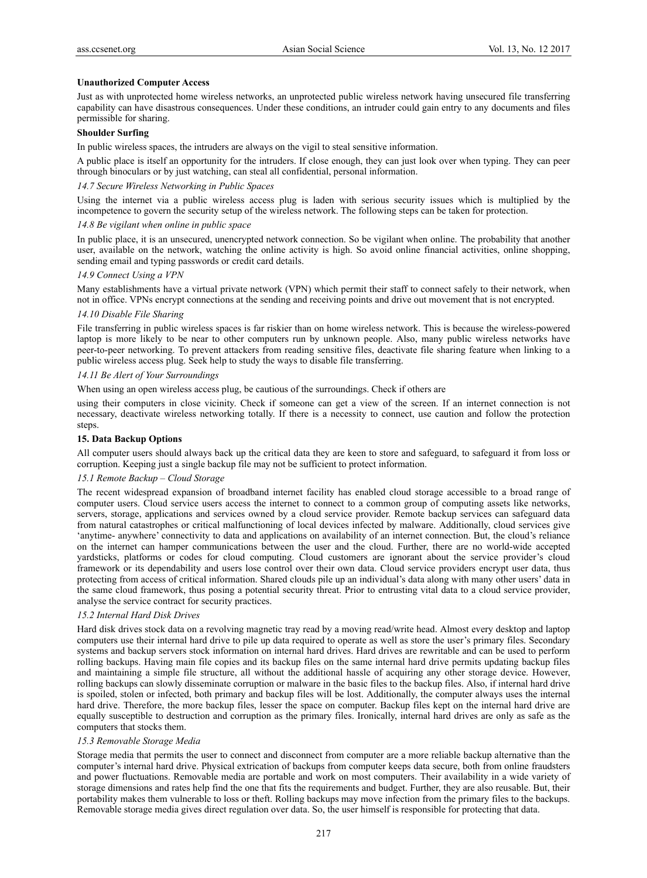**Unauthorized Computer Access**

Just as with unprotected home wireless networks, an unprotected public wireless network having unsecured file transferring capability can have disastrous consequences. Under these conditions, an intruder could gain entry to any documents and files permissible for sharing.

**Shoulder Surfing**

In public wireless spaces, the intruders are always on the vigil to steal sensitive information.

A public place is itself an opportunity for the intruders. If close enough, they can just look over when typing. They can peer through binoculars or by just watching, can steal all confidential, personal information.

*14.7 Secure Wireless Networking in Public Spaces*

Using the internet via a public wireless access plug is laden with serious security issues which is multiplied by the incompetence to govern the security setup of the wireless network. The following steps can be taken for protection.

*14.8 Be vigilant when online in public space*

In public place, it is an unsecured, unencrypted network connection. So be vigilant when online. The probability that another user, available on the network, watching the online activity is high. So avoid online financial activities, online shopping, sending email and typing passwords or credit card details.

*14.9 Connect Using a VPN*

Many establishments have a virtual private network (VPN) which permit their staff to connect safely to their network, when not in office. VPNs encrypt connections at the sending and receiving points and drive out movement that is not encrypted.

*14.10 Disable File Sharing*

File transferring in public wireless spaces is far riskier than on home wireless network. This is because the wireless-powered laptop is more likely to be near to other computers run by unknown people. Also, many public wireless networks have peer-to-peer networking. To prevent attackers from reading sensitive files, deactivate file sharing feature when linking to a public wireless access plug. Seek help to study the ways to disable file transferring.

*14.11 Be Alert of Your Surroundings*

When using an open wireless access plug, be cautious of the surroundings. Check if others are using their computers in close vicinity. Check if someone can get a view of the screen. If an internet connection is not necessary, deactivate wireless networking totally. If there is a necessity to connect, use caution and follow the protection steps.

**15. Data Backup Options**

All computer users should always back up the critical data they are keen to store and safeguard, to safeguard it from loss or corruption. Keeping just a single backup file may not be sufficient to protect information.

*15.1 Remote Backup – Cloud Storage*

The recent widespread expansion of broadband internet facility has enabled cloud storage accessible to a broad range of computer users. Cloud service users access the internet to connect to a common group of computing assets like networks, servers, storage, applications and services owned by a cloud service provider. Remote backup services can safeguard data from natural catastrophes or critical malfunctioning of local devices infected by malware. Additionally, cloud services give 'anytime- anywhere' connectivity to data and applications on availability of an internet connection. But, the cloud's reliance on the internet can hamper communications between the user and the cloud. Further, there are no world-wide accepted yardsticks, platforms or codes for cloud computing. Cloud customers are ignorant about the service provider's cloud framework or its dependability and users lose control over their own data. Cloud service providers encrypt user data, thus protecting from access of critical information. Shared clouds pile up an individual's data along with many other users' data in the same cloud framework, thus posing a potential security threat. Prior to entrusting vital data to a cloud service provider, analyse the service contract for security practices.

*15.2 Internal Hard Disk Drives*

Hard disk drives stock data on a revolving magnetic tray read by a moving read/write head. Almost every desktop and laptop computers use their internal hard drive to pile up data required to operate as well as store the user's primary files. Secondary systems and backup servers stock information on internal hard drives. Hard drives are rewritable and can be used to perform rolling backups. Having main file copies and its backup files on the same internal hard drive permits updating backup files and maintaining a simple file structure, all without the additional hassle of acquiring any other storage device. However, rolling backups can slowly disseminate corruption or malware in the basic files to the backup files. Also, if internal hard drive is spoiled, stolen or infected, both primary and backup files will be lost. Additionally, the computer always uses the internal hard drive. Therefore, the more backup files, lesser the space on computer. Backup files kept on the internal hard drive are equally susceptible to destruction and corruption as the primary files. Ironically, internal hard drives are only as safe as the computers that stocks them.

*15.3 Removable Storage Media*

Storage media that permits the user to connect and disconnect from computer are a more reliable backup alternative than the computer's internal hard drive. Physical extrication of backups from computer keeps data secure, both from online fraudsters and power fluctuations. Removable media are portable and work on most computers. Their availability in a wide variety of storage dimensions and rates help find the one that fits the requirements and budget. Further, they are also reusable. But, their portability makes them vulnerable to loss or theft. Rolling backups may move infection from the primary files to the backups. Removable storage media gives direct regulation over data. So, the user himself is responsible for protecting that data.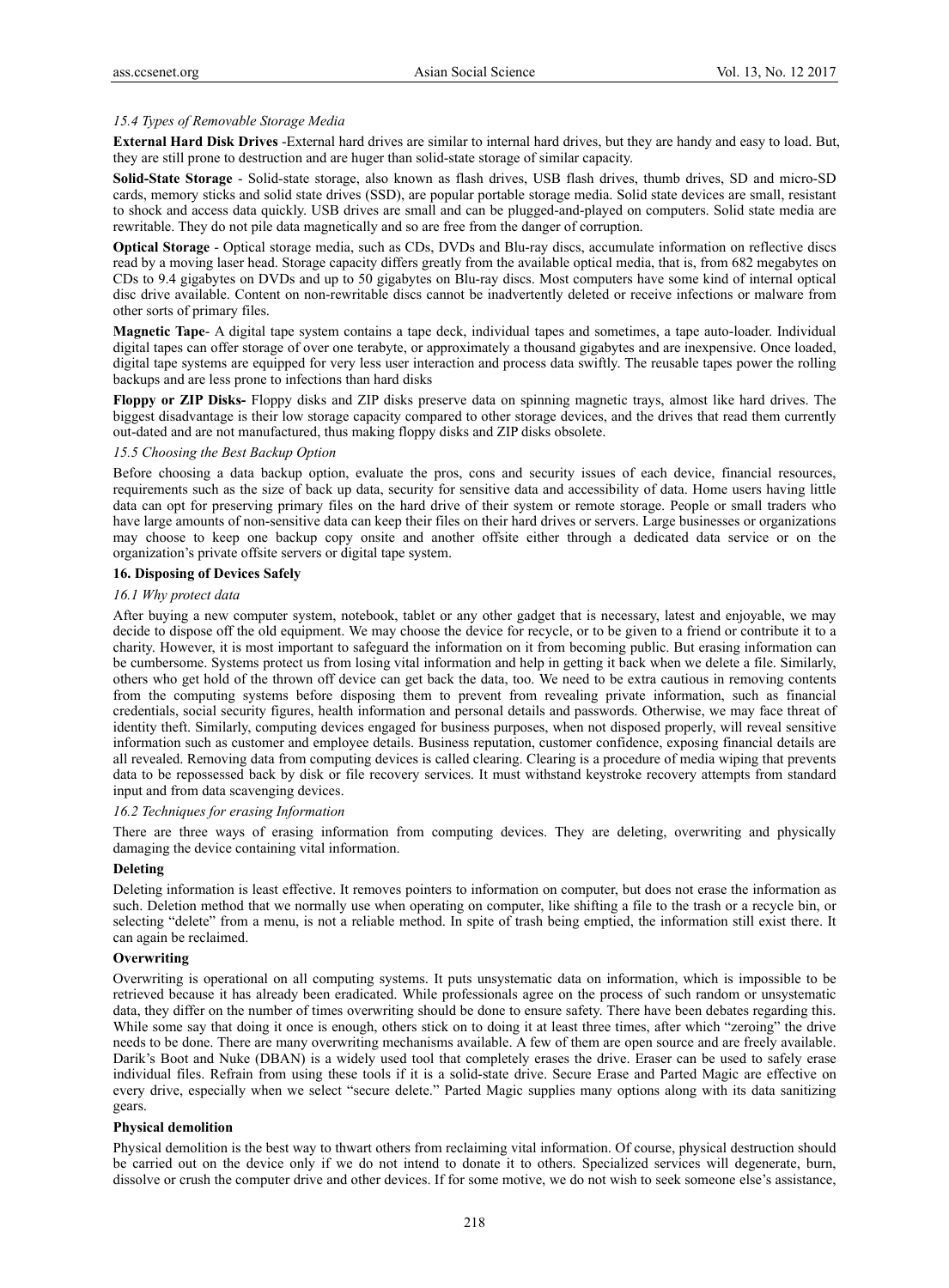### *15.4 Types of Removable Storage Media*

**External Hard Disk Drives** -External hard drives are similar to internal hard drives, but they are handy and easy to load. But, they are still prone to destruction and are huger than solid-state storage of similar capacity.

**Solid-State Storage** - Solid-state storage, also known as flash drives, USB flash drives, thumb drives, SD and micro-SD cards, memory sticks and solid state drives (SSD), are popular portable storage media. Solid state devices are small, resistant to shock and access data quickly. USB drives are small and can be plugged-and-played on computers. Solid state media are rewritable. They do not pile data magnetically and so are free from the danger of corruption.

**Optical Storage** - Optical storage media, such as CDs, DVDs and Blu-ray discs, accumulate information on reflective discs read by a moving laser head. Storage capacity differs greatly from the available optical media, that is, from 682 megabytes on CDs to 9.4 gigabytes on DVDs and up to 50 gigabytes on Blu-ray discs. Most computers have some kind of internal optical disc drive available. Content on non-rewritable discs cannot be inadvertently deleted or receive infections or malware from other sorts of primary files.

**Magnetic Tape**- A digital tape system contains a tape deck, individual tapes and sometimes, a tape auto-loader. Individual digital tapes can offer storage of over one terabyte, or approximately a thousand gigabytes and are inexpensive. Once loaded, digital tape systems are equipped for very less user interaction and process data swiftly. The reusable tapes power the rolling backups and are less prone to infections than hard disks

**Floppy or ZIP Disks-** Floppy disks and ZIP disks preserve data on spinning magnetic trays, almost like hard drives. The biggest disadvantage is their low storage capacity compared to other storage devices, and the drives that read them currently out-dated and are not manufactured, thus making floppy disks and ZIP disks obsolete.

### *15.5 Choosing the Best Backup Option*

Before choosing a data backup option, evaluate the pros, cons and security issues of each device, financial resources, requirements such as the size of back up data, security for sensitive data and accessibility of data. Home users having little data can opt for preserving primary files on the hard drive of their system or remote storage. People or small traders who have large amounts of non-sensitive data can keep their files on their hard drives or servers. Large businesses or organizations may choose to keep one backup copy onsite and another offsite either through a dedicated data service or on the organization's private offsite servers or digital tape system.

## 16. Disposing of Devices Safely

### *16.1 Why protect data*

After buying a new computer system, notebook, tablet or any other gadget that is necessary, latest and enjoyable, we may decide to dispose off the old equipment. We may choose the device for recycle, or to be given to a friend or contribute it to a charity. However, it is most important to safeguard the information on it from becoming public. But erasing information can be cumbersome. Systems protect us from losing vital information and help in getting it back when we delete a file. Similarly, others who get hold of the thrown off device can get back the data, too. We need to be extra cautious in removing contents from the computing systems before disposing them to prevent from revealing private information, such as financial credentials, social security figures, health information and personal details and passwords. Otherwise, we may face threat of identity theft. Similarly, computing devices engaged for business purposes, when not disposed properly, will reveal sensitive information such as customer and employee details. Business reputation, customer confidence, exposing financial details are all revealed. Removing data from computing devices is called clearing. Clearing is a procedure of media wiping that prevents data to be repossessed back by disk or file recovery services. It must withstand keystroke recovery attempts from standard input and from data scavenging devices.

### *16.2 Techniques for erasing Information*

There are three ways of erasing information from computing devices. They are deleting, overwriting and physically damaging the device containing vital information.

**Deleting**

Deleting information is least effective. It removes pointers to information on computer, but does not erase the information as such. Deletion method that we normally use when operating on computer, like shifting a file to the trash or a recycle bin, or selecting "delete" from a menu, is not a reliable method. In spite of trash being emptied, the information still exist there. It can again be reclaimed.

**Overwriting**

Overwriting is operational on all computing systems. It puts unsystematic data on information, which is impossible to be retrieved because it has already been eradicated. While professionals agree on the process of such random or unsystematic data, they differ on the number of times overwriting should be done to ensure safety. There have been debates regarding this. While some say that doing it once is enough, others stick on to doing it at least three times, after which "zeroing" the drive needs to be done. There are many overwriting mechanisms available. A few of them are open source and are freely available. Darik's Boot and Nuke (DBAN) is a widely used tool that completely erases the drive. Eraser can be used to safely erase individual files. Refrain from using these tools if it is a solid-state drive. Secure Erase and Parted Magic are effective on every drive, especially when we select "secure delete." Parted Magic supplies many options along with its data sanitizing gears.

**Physical demolition**

Physical demolition is the best way to thwart others from reclaiming vital information. Of course, physical destruction should be carried out on the device only if we do not intend to donate it to others. Specialized services will degenerate, burn, dissolve or crush the computer drive and other devices. If for some motive, we do not wish to seek someone else's assistance,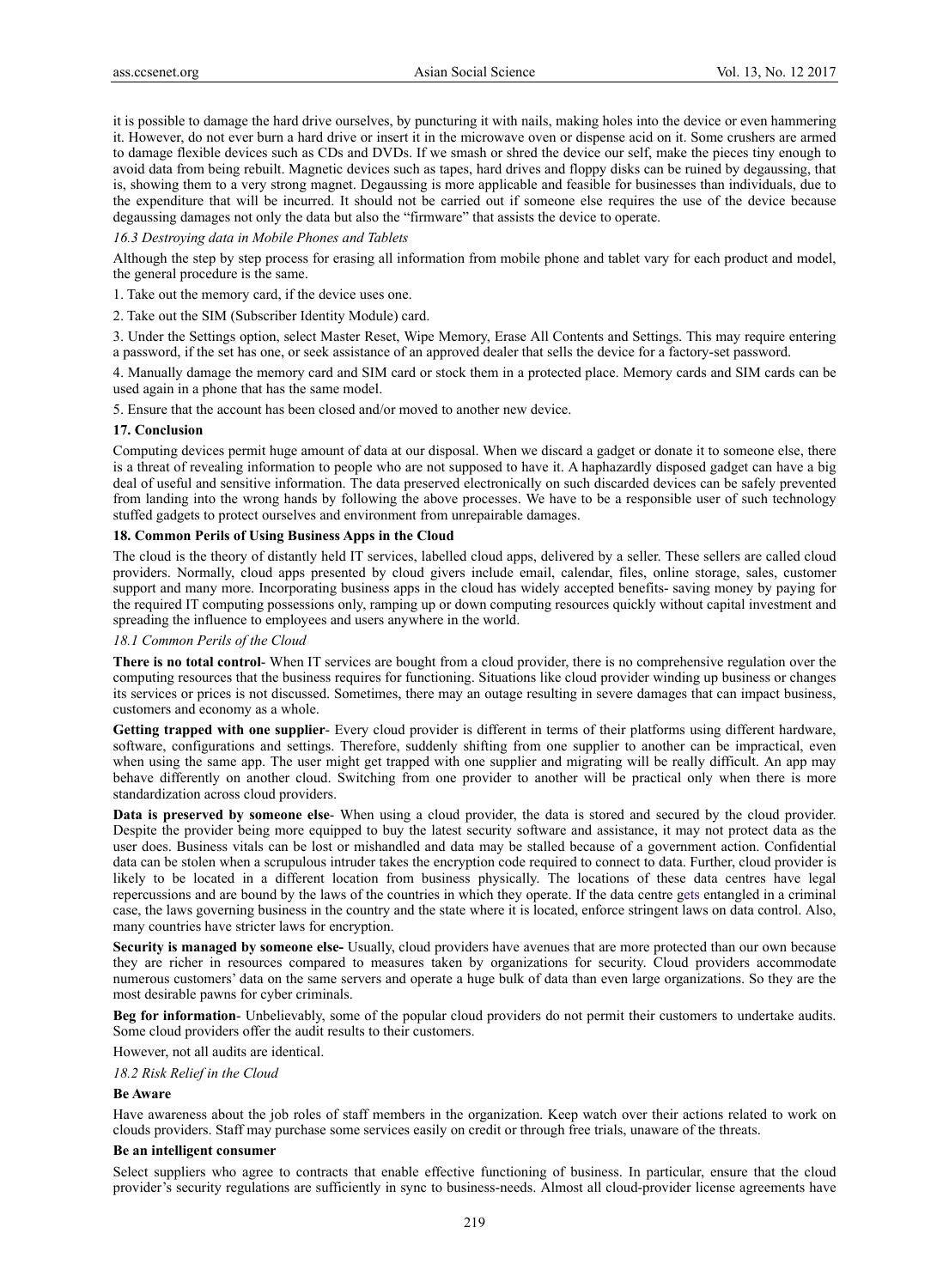it is possible to damage the hard drive ourselves, by puncturing it with nails, making holes into the device or even hammering it. However, do not ever burn a hard drive or insert it in the microwave oven or dispense acid on it. Some crushers are armed to damage flexible devices such as CDs and DVDs. If we smash or shred the device our self, make the pieces tiny enough to avoid data from being rebuilt. Magnetic devices such as tapes, hard drives and floppy disks can be ruined by degaussing, that is, showing them to a very strong magnet. Degaussing is more applicable and feasible for businesses than individuals, due to the expenditure that will be incurred. It should not be carried out if someone else requires the use of the device because degaussing damages not only the data but also the "firmware" that assists the device to operate.

*16.3 Destroying data in Mobile Phones and Tablets*

Although the step by step process for erasing all information from mobile phone and tablet vary for each product and model, the general procedure is the same.

1. Take out the memory card, if the device uses one.

2. Take out the SIM (Subscriber Identity Module) card.

3. Under the Settings option, select Master Reset, Wipe Memory, Erase All Contents and Settings. This may require entering a password, if the set has one, or seek assistance of an approved dealer that sells the device for a factory-set password.

4. Manually damage the memory card and SIM card or stock them in a protected place. Memory cards and SIM cards can be used again in a phone that has the same model.

5. Ensure that the account has been closed and/or moved to another new device.

## 17. Conclusion

Computing devices permit huge amount of data at our disposal. When we discard a gadget or donate it to someone else, there is a threat of revealing information to people who are not supposed to have it. A haphazardly disposed gadget can have a big deal of useful and sensitive information. The data preserved electronically on such discarded devices can be safely prevented from landing into the wrong hands by following the above processes. We have to be a responsible user of such technology stuffed gadgets to protect ourselves and environment from unrepairable damages.

## 18. Common Perils of Using Business Apps in the Cloud

The cloud is the theory of distantly held IT services, labelled cloud apps, delivered by a seller. These sellers are called cloud providers. Normally, cloud apps presented by cloud givers include email, calendar, files, online storage, sales, customer support and many more. Incorporating business apps in the cloud has widely accepted benefits- saving money by paying for the required IT computing possessions only, ramping up or down computing resources quickly without capital investment and spreading the influence to employees and users anywhere in the world.

*18.1 Common Perils of the Cloud*

**There is no total control**- When IT services are bought from a cloud provider, there is no comprehensive regulation over the computing resources that the business requires for functioning. Situations like cloud provider winding up business or changes its services or prices is not discussed. Sometimes, there may an outage resulting in severe damages that can impact business, customers and economy as a whole.

**Getting trapped with one supplier**- Every cloud provider is different in terms of their platforms using different hardware, software, configurations and settings. Therefore, suddenly shifting from one supplier to another can be impractical, even when using the same app. The user might get trapped with one supplier and migrating will be really difficult. An app may behave differently on another cloud. Switching from one provider to another will be practical only when there is more standardization across cloud providers.

**Data is preserved by someone else**- When using a cloud provider, the data is stored and secured by the cloud provider. Despite the provider being more equipped to buy the latest security software and assistance, it may not protect data as the user does. Business vitals can be lost or mishandled and data may be stalled because of a government action. Confidential data can be stolen when a scrupulous intruder takes the encryption code required to connect to data. Further, cloud provider is likely to be located in a different location from business physically. The locations of these data centres have legal repercussions and are bound by the laws of the countries in which they operate. If the data centre gets entangled in a criminal case, the laws governing business in the country and the state where it is located, enforce stringent laws on data control. Also, many countries have stricter laws for encryption.

**Security is managed by someone else-** Usually, cloud providers have avenues that are more protected than our own because they are richer in resources compared to measures taken by organizations for security. Cloud providers accommodate numerous customers' data on the same servers and operate a huge bulk of data than even large organizations. So they are the most desirable pawns for cyber criminals.

**Beg for information**- Unbelievably, some of the popular cloud providers do not permit their customers to undertake audits. Some cloud providers offer the audit results to their customers.

However, not all audits are identical.

*18.2 Risk Relief in the Cloud*

**Be Aware**

Have awareness about the job roles of staff members in the organization. Keep watch over their actions related to work on clouds providers. Staff may purchase some services easily on credit or through free trials, unaware of the threats.

**Be an intelligent consumer**

Select suppliers who agree to contracts that enable effective functioning of business. In particular, ensure that the cloud provider's security regulations are sufficiently in sync to business-needs. Almost all cloud-provider license agreements have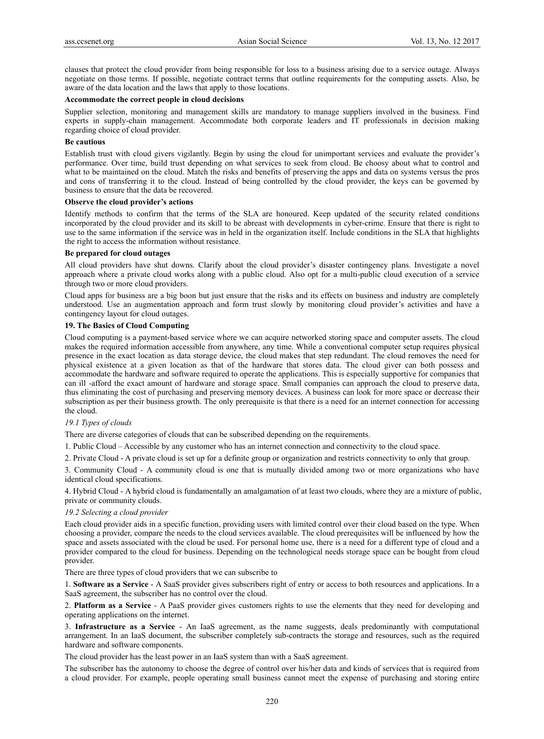clauses that protect the cloud provider from being responsible for loss to a business arising due to a service outage. Always negotiate on those terms. If possible, negotiate contract terms that outline requirements for the computing assets. Also, be aware of the data location and the laws that apply to those locations.

**Accommodate the correct people in cloud decisions**

Supplier selection, monitoring and management skills are mandatory to manage suppliers involved in the business. Find experts in supply-chain management. Accommodate both corporate leaders and IT professionals in decision making regarding choice of cloud provider.

**Be cautious**

Establish trust with cloud givers vigilantly. Begin by using the cloud for unimportant services and evaluate the provider's performance. Over time, build trust depending on what services to seek from cloud. Be choosy about what to control and what to be maintained on the cloud. Match the risks and benefits of preserving the apps and data on systems versus the pros and cons of transferring it to the cloud. Instead of being controlled by the cloud provider, the keys can be governed by business to ensure that the data be recovered.

**Observe the cloud provider's actions**

Identify methods to confirm that the terms of the SLA are honoured. Keep updated of the security related conditions incorporated by the cloud provider and its skill to be abreast with developments in cyber-crime. Ensure that there is right to use to the same information if the service was in held in the organization itself. Include conditions in the SLA that highlights the right to access the information without resistance.

**Be prepared for cloud outages**

All cloud providers have shut downs. Clarify about the cloud provider's disaster contingency plans. Investigate a novel approach where a private cloud works along with a public cloud. Also opt for a multi-public cloud execution of a service through two or more cloud providers.

Cloud apps for business are a big boon but just ensure that the risks and its effects on business and industry are completely understood. Use an augmentation approach and form trust slowly by monitoring cloud provider's activities and have a contingency layout for cloud outages.

## 19. The Basics of Cloud Computing

Cloud computing is a payment-based service where we can acquire networked storing space and computer assets. The cloud makes the required information accessible from anywhere, any time. While a conventional computer setup requires physical presence in the exact location as data storage device, the cloud makes that step redundant. The cloud removes the need for physical existence at a given location as that of the hardware that stores data. The cloud giver can both possess and accommodate the hardware and software required to operate the applications. This is especially supportive for companies that can ill -afford the exact amount of hardware and storage space. Small companies can approach the cloud to preserve data, thus eliminating the cost of purchasing and preserving memory devices. A business can look for more space or decrease their subscription as per their business growth. The only prerequisite is that there is a need for an internet connection for accessing the cloud.

### *19.1 Types of clouds*

There are diverse categories of clouds that can be subscribed depending on the requirements.

1. Public Cloud – Accessible by any customer who has an internet connection and connectivity to the cloud space.

2. Private Cloud - A private cloud is set up for a definite group or organization and restricts connectivity to only that group.

3. Community Cloud - A community cloud is one that is mutually divided among two or more organizations who have identical cloud specifications.

4. Hybrid Cloud - A hybrid cloud is fundamentally an amalgamation of at least two clouds, where they are a mixture of public, private or community clouds.

### *19.2 Selecting a cloud provider*

Each cloud provider aids in a specific function, providing users with limited control over their cloud based on the type. When choosing a provider, compare the needs to the cloud services available. The cloud prerequisites will be influenced by how the space and assets associated with the cloud be used. For personal home use, there is a need for a different type of cloud and a provider compared to the cloud for business. Depending on the technological needs storage space can be bought from cloud provider.

There are three types of cloud providers that we can subscribe to

1. **Software as a Service** - A SaaS provider gives subscribers right of entry or access to both resources and applications. In a SaaS agreement, the subscriber has no control over the cloud.

2. **Platform as a Service** - A PaaS provider gives customers rights to use the elements that they need for developing and operating applications on the internet.

3. **Infrastructure as a Service** - An IaaS agreement, as the name suggests, deals predominantly with computational arrangement. In an IaaS document, the subscriber completely sub-contracts the storage and resources, such as the required hardware and software components.

The cloud provider has the least power in an IaaS system than with a SaaS agreement.

The subscriber has the autonomy to choose the degree of control over his/her data and kinds of services that is required from a cloud provider. For example, people operating small business cannot meet the expense of purchasing and storing entire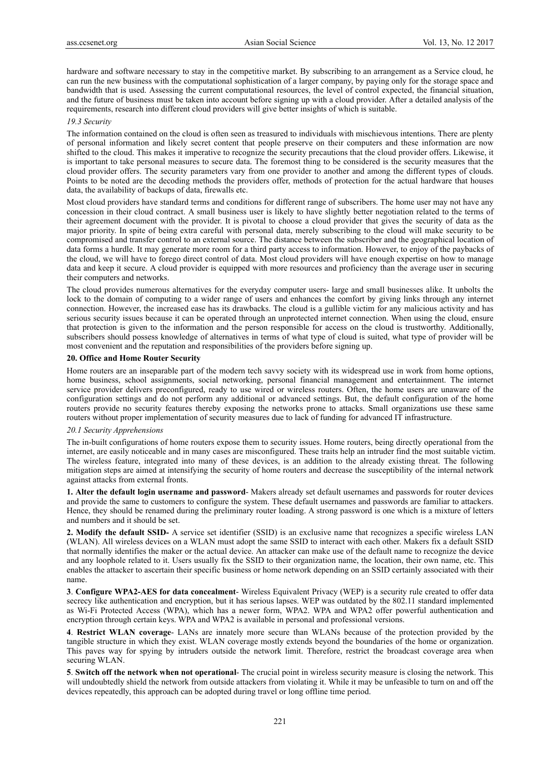hardware and software necessary to stay in the competitive market. By subscribing to an arrangement as a Service cloud, he can run the new business with the computational sophistication of a larger company, by paying only for the storage space and bandwidth that is used. Assessing the current computational resources, the level of control expected, the financial situation, and the future of business must be taken into account before signing up with a cloud provider. After a detailed analysis of the requirements, research into different cloud providers will give better insights of which is suitable.

### *19.3 Security*

The information contained on the cloud is often seen as treasured to individuals with mischievous intentions. There are plenty of personal information and likely secret content that people preserve on their computers and these information are now shifted to the cloud. This makes it imperative to recognize the security precautions that the cloud provider offers. Likewise, it is important to take personal measures to secure data. The foremost thing to be considered is the security measures that the cloud provider offers. The security parameters vary from one provider to another and among the different types of clouds. Points to be noted are the decoding methods the providers offer, methods of protection for the actual hardware that houses data, the availability of backups of data, firewalls etc.

Most cloud providers have standard terms and conditions for different range of subscribers. The home user may not have any concession in their cloud contract. A small business user is likely to have slightly better negotiation related to the terms of their agreement document with the provider. It is pivotal to choose a cloud provider that gives the security of data as the major priority. In spite of being extra careful with personal data, merely subscribing to the cloud will make security to be compromised and transfer control to an external source. The distance between the subscriber and the geographical location of data forms a hurdle. It may generate more room for a third party access to information. However, to enjoy of the paybacks of the cloud, we will have to forego direct control of data. Most cloud providers will have enough expertise on how to manage data and keep it secure. A cloud provider is equipped with more resources and proficiency than the average user in securing their computers and networks.

The cloud provides numerous alternatives for the everyday computer users- large and small businesses alike. It unbolts the lock to the domain of computing to a wider range of users and enhances the comfort by giving links through any internet connection. However, the increased ease has its drawbacks. The cloud is a gullible victim for any malicious activity and has serious security issues because it can be operated through an unprotected internet connection. When using the cloud, ensure that protection is given to the information and the person responsible for access on the cloud is trustworthy. Additionally, subscribers should possess knowledge of alternatives in terms of what type of cloud is suited, what type of provider will be most convenient and the reputation and responsibilities of the providers before signing up.

## **20. Office and Home Router Security**

Home routers are an inseparable part of the modern tech savvy society with its widespread use in work from home options, home business, school assignments, social networking, personal financial management and entertainment. The internet service provider delivers preconfigured, ready to use wired or wireless routers. Often, the home users are unaware of the configuration settings and do not perform any additional or advanced settings. But, the default configuration of the home routers provide no security features thereby exposing the networks prone to attacks. Small organizations use these same routers without proper implementation of security measures due to lack of funding for advanced IT infrastructure.

### *20.1 Security Apprehensions*

The in-built configurations of home routers expose them to security issues. Home routers, being directly operational from the internet, are easily noticeable and in many cases are misconfigured. These traits help an intruder find the most suitable victim. The wireless feature, integrated into many of these devices, is an addition to the already existing threat. The following mitigation steps are aimed at intensifying the security of home routers and decrease the susceptibility of the internal network against attacks from external fronts.

**1. Alter the default login username and password**- Makers already set default usernames and passwords for router devices and provide the same to customers to configure the system. These default usernames and passwords are familiar to attackers. Hence, they should be renamed during the preliminary router loading. A strong password is one which is a mixture of letters and numbers and it should be set.

**2. Modify the default SSID-** A service set identifier (SSID) is an exclusive name that recognizes a specific wireless LAN (WLAN). All wireless devices on a WLAN must adopt the same SSID to interact with each other. Makers fix a default SSID that normally identifies the maker or the actual device. An attacker can make use of the default name to recognize the device and any loophole related to it. Users usually fix the SSID to their organization name, the location, their own name, etc. This enables the attacker to ascertain their specific business or home network depending on an SSID certainly associated with their name.

**3**. **Configure WPA2-AES for data concealment**- Wireless Equivalent Privacy (WEP) is a security rule created to offer data secrecy like authentication and encryption, but it has serious lapses. WEP was outdated by the 802.11 standard implemented as Wi-Fi Protected Access (WPA), which has a newer form, WPA2. WPA and WPA2 offer powerful authentication and encryption through certain keys. WPA and WPA2 is available in personal and professional versions.

**4**. **Restrict WLAN coverage**- LANs are innately more secure than WLANs because of the protection provided by the tangible structure in which they exist. WLAN coverage mostly extends beyond the boundaries of the home or organization. This paves way for spying by intruders outside the network limit. Therefore, restrict the broadcast coverage area when securing WLAN.

**5**. **Switch off the network when not operational**- The crucial point in wireless security measure is closing the network. This will undoubtedly shield the network from outside attackers from violating it. While it may be unfeasible to turn on and off the devices repeatedly, this approach can be adopted during travel or long offline time period.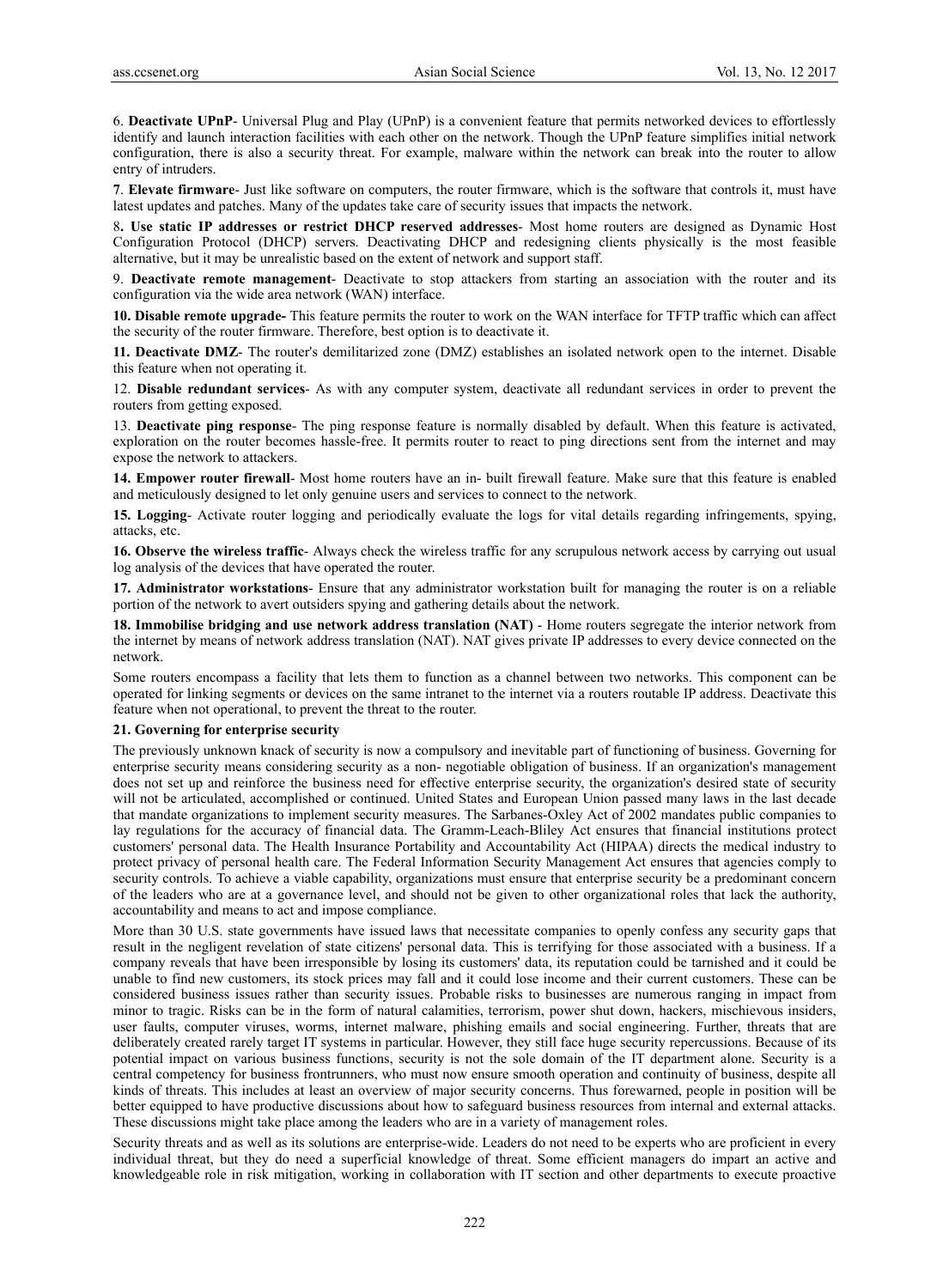6. **Deactivate UPnP**- Universal Plug and Play (UPnP) is a convenient feature that permits networked devices to effortlessly identify and launch interaction facilities with each other on the network. Though the UPnP feature simplifies initial network configuration, there is also a security threat. For example, malware within the network can break into the router to allow entry of intruders.

**7**. **Elevate firmware**- Just like software on computers, the router firmware, which is the software that controls it, must have latest updates and patches. Many of the updates take care of security issues that impacts the network.

8**. Use static IP addresses or restrict DHCP reserved addresses**- Most home routers are designed as Dynamic Host Configuration Protocol (DHCP) servers. Deactivating DHCP and redesigning clients physically is the most feasible alternative, but it may be unrealistic based on the extent of network and support staff.

9. **Deactivate remote management**- Deactivate to stop attackers from starting an association with the router and its configuration via the wide area network (WAN) interface.

**10. Disable remote upgrade-** This feature permits the router to work on the WAN interface for TFTP traffic which can affect the security of the router firmware. Therefore, best option is to deactivate it.

**11. Deactivate DMZ**- The router's demilitarized zone (DMZ) establishes an isolated network open to the internet. Disable this feature when not operating it.

12. **Disable redundant services**- As with any computer system, deactivate all redundant services in order to prevent the routers from getting exposed.

13. **Deactivate ping response**- The ping response feature is normally disabled by default. When this feature is activated, exploration on the router becomes hassle-free. It permits router to react to ping directions sent from the internet and may expose the network to attackers.

**14. Empower router firewall**- Most home routers have an in- built firewall feature. Make sure that this feature is enabled and meticulously designed to let only genuine users and services to connect to the network.

**15. Logging**- Activate router logging and periodically evaluate the logs for vital details regarding infringements, spying, attacks, etc.

**16. Observe the wireless traffic**- Always check the wireless traffic for any scrupulous network access by carrying out usual log analysis of the devices that have operated the router.

**17. Administrator workstations**- Ensure that any administrator workstation built for managing the router is on a reliable portion of the network to avert outsiders spying and gathering details about the network.

**18. Immobilise bridging and use network address translation (NAT)** - Home routers segregate the interior network from the internet by means of network address translation (NAT). NAT gives private IP addresses to every device connected on the network.

Some routers encompass a facility that lets them to function as a channel between two networks. This component can be operated for linking segments or devices on the same intranet to the internet via a routers routable IP address. Deactivate this feature when not operational, to prevent the threat to the router.

**21. Governing for enterprise security**

The previously unknown knack of security is now a compulsory and inevitable part of functioning of business. Governing for enterprise security means considering security as a non- negotiable obligation of business. If an organization's management does not set up and reinforce the business need for effective enterprise security, the organization's desired state of security will not be articulated, accomplished or continued. United States and European Union passed many laws in the last decade that mandate organizations to implement security measures. The Sarbanes-Oxley Act of 2002 mandates public companies to lay regulations for the accuracy of financial data. The Gramm-Leach-Bliley Act ensures that financial institutions protect customers' personal data. The Health Insurance Portability and Accountability Act (HIPAA) directs the medical industry to protect privacy of personal health care. The Federal Information Security Management Act ensures that agencies comply to security controls. To achieve a viable capability, organizations must ensure that enterprise security be a predominant concern of the leaders who are at a governance level, and should not be given to other organizational roles that lack the authority, accountability and means to act and impose compliance.

More than 30 U.S. state governments have issued laws that necessitate companies to openly confess any security gaps that result in the negligent revelation of state citizens' personal data. This is terrifying for those associated with a business. If a company reveals that have been irresponsible by losing its customers' data, its reputation could be tarnished and it could be unable to find new customers, its stock prices may fall and it could lose income and their current customers. These can be considered business issues rather than security issues. Probable risks to businesses are numerous ranging in impact from minor to tragic. Risks can be in the form of natural calamities, terrorism, power shut down, hackers, mischievous insiders, user faults, computer viruses, worms, internet malware, phishing emails and social engineering. Further, threats that are deliberately created rarely target IT systems in particular. However, they still face huge security repercussions. Because of its potential impact on various business functions, security is not the sole domain of the IT department alone. Security is a central competency for business frontrunners, who must now ensure smooth operation and continuity of business, despite all kinds of threats. This includes at least an overview of major security concerns. Thus forewarned, people in position will be better equipped to have productive discussions about how to safeguard business resources from internal and external attacks. These discussions might take place among the leaders who are in a variety of management roles.

Security threats and as well as its solutions are enterprise-wide. Leaders do not need to be experts who are proficient in every individual threat, but they do need a superficial knowledge of threat. Some efficient managers do impart an active and knowledgeable role in risk mitigation, working in collaboration with IT section and other departments to execute proactive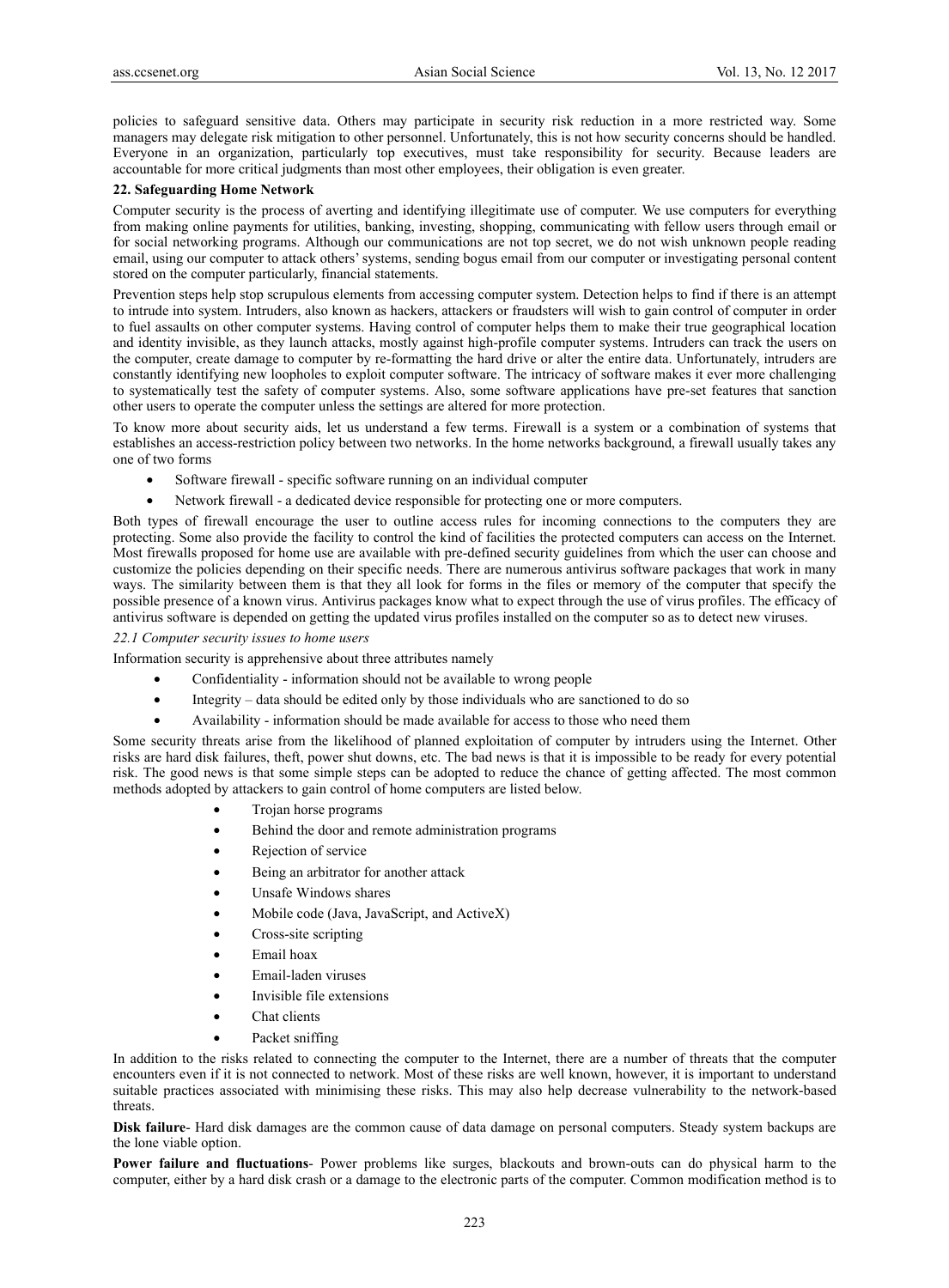policies to safeguard sensitive data. Others may participate in security risk reduction in a more restricted way. Some managers may delegate risk mitigation to other personnel. Unfortunately, this is not how security concerns should be handled. Everyone in an organization, particularly top executives, must take responsibility for security. Because leaders are accountable for more critical judgments than most other employees, their obligation is even greater.

**22. Safeguarding Home Network**

Computer security is the process of averting and identifying illegitimate use of computer. We use computers for everything from making online payments for utilities, banking, investing, shopping, communicating with fellow users through email or for social networking programs. Although our communications are not top secret, we do not wish unknown people reading email, using our computer to attack others' systems, sending bogus email from our computer or investigating personal content stored on the computer particularly, financial statements.

Prevention steps help stop scrupulous elements from accessing computer system. Detection helps to find if there is an attempt to intrude into system. Intruders, also known as hackers, attackers or fraudsters will wish to gain control of computer in order to fuel assaults on other computer systems. Having control of computer helps them to make their true geographical location and identity invisible, as they launch attacks, mostly against high-profile computer systems. Intruders can track the users on the computer, create damage to computer by re-formatting the hard drive or alter the entire data. Unfortunately, intruders are constantly identifying new loopholes to exploit computer software. The intricacy of software makes it ever more challenging to systematically test the safety of computer systems. Also, some software applications have pre-set features that sanction other users to operate the computer unless the settings are altered for more protection.

To know more about security aids, let us understand a few terms. Firewall is a system or a combination of systems that establishes an access-restriction policy between two networks. In the home networks background, a firewall usually takes any one of two forms

- Software firewall - specific software running on an individual computer
- Network firewall - a dedicated device responsible for protecting one or more computers.

Both types of firewall encourage the user to outline access rules for incoming connections to the computers they are protecting. Some also provide the facility to control the kind of facilities the protected computers can access on the Internet. Most firewalls proposed for home use are available with pre-defined security guidelines from which the user can choose and customize the policies depending on their specific needs. There are numerous antivirus software packages that work in many ways. The similarity between them is that they all look for forms in the files or memory of the computer that specify the possible presence of a known virus. Antivirus packages know what to expect through the use of virus profiles. The efficacy of antivirus software is depended on getting the updated virus profiles installed on the computer so as to detect new viruses.

*22.1 Computer security issues to home users*

Information security is apprehensive about three attributes namely

- Confidentiality - information should not be available to wrong people
- Integrity – data should be edited only by those individuals who are sanctioned to do so
- Availability - information should be made available for access to those who need them

Some security threats arise from the likelihood of planned exploitation of computer by intruders using the Internet. Other risks are hard disk failures, theft, power shut downs, etc. The bad news is that it is impossible to be ready for every potential risk. The good news is that some simple steps can be adopted to reduce the chance of getting affected. The most common methods adopted by attackers to gain control of home computers are listed below.

- Trojan horse programs
- Behind the door and remote administration programs
- Rejection of service
- Being an arbitrator for another attack
- Unsafe Windows shares
- Mobile code (Java, JavaScript, and ActiveX)
- Cross-site scripting
- Email hoax
- Email-laden viruses
- Invisible file extensions
- Chat clients
- Packet sniffing

In addition to the risks related to connecting the computer to the Internet, there are a number of threats that the computer encounters even if it is not connected to network. Most of these risks are well known, however, it is important to understand suitable practices associated with minimising these risks. This may also help decrease vulnerability to the network-based threats.

**Disk failure**- Hard disk damages are the common cause of data damage on personal computers. Steady system backups are the lone viable option.

**Power failure and fluctuations**- Power problems like surges, blackouts and brown-outs can do physical harm to the computer, either by a hard disk crash or a damage to the electronic parts of the computer. Common modification method is to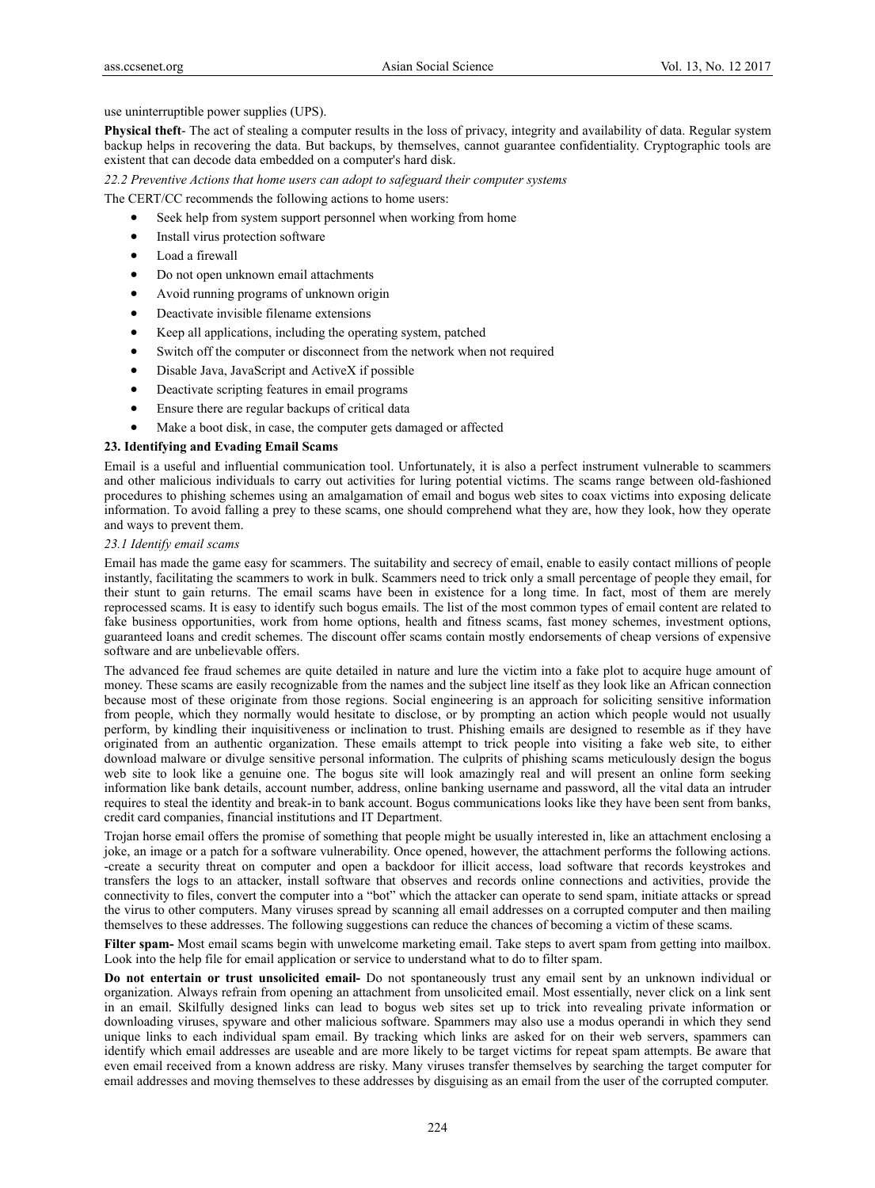use uninterruptible power supplies (UPS).

**Physical theft**- The act of stealing a computer results in the loss of privacy, integrity and availability of data. Regular system backup helps in recovering the data. But backups, by themselves, cannot guarantee confidentiality. Cryptographic tools are existent that can decode data embedded on a computer's hard disk.

*22.2 Preventive Actions that home users can adopt to safeguard their computer systems*

The CERT/CC recommends the following actions to home users:

- Seek help from system support personnel when working from home
- Install virus protection software
- Load a firewall
- Do not open unknown email attachments
- Avoid running programs of unknown origin
- Deactivate invisible filename extensions
- Keep all applications, including the operating system, patched
- Switch off the computer or disconnect from the network when not required
- Disable Java, JavaScript and ActiveX if possible
- Deactivate scripting features in email programs
- Ensure there are regular backups of critical data
- Make a boot disk, in case, the computer gets damaged or affected

## 23. Identifying and Evading Email Scams

Email is a useful and influential communication tool. Unfortunately, it is also a perfect instrument vulnerable to scammers and other malicious individuals to carry out activities for luring potential victims. The scams range between old-fashioned procedures to phishing schemes using an amalgamation of email and bogus web sites to coax victims into exposing delicate information. To avoid falling a prey to these scams, one should comprehend what they are, how they look, how they operate and ways to prevent them.

*23.1 Identify email scams*

Email has made the game easy for scammers. The suitability and secrecy of email, enable to easily contact millions of people instantly, facilitating the scammers to work in bulk. Scammers need to trick only a small percentage of people they email, for their stunt to gain returns. The email scams have been in existence for a long time. In fact, most of them are merely repocessed scams. It is easy to identify such bogus emails. The list of the most common types of email content are related to fake business opportunities, work from home options, health and fitness scams, fast money schemes, investment options, guaranteed loans and credit schemes. The discount offer scams contain mostly endorsements of cheap versions of expensive software and are unbelievable offers.

The advanced fee fraud schemes are quite detailed in nature and lure the victim into a fake plot to acquire huge amount of money. These scams are easily recognizable from the names and the subject line itself as they look like an African connection because most of these originate from those regions. Social engineering is an approach for soliciting sensitive information from people, which they normally would hesitate to disclose, or by prompting an action which people would not usually perform, by kindling their inquisitiveness or inclination to trust. Phishing emails are designed to resemble as if they have originated from an authentic organization. These emails attempt to trick people into visiting a fake web site, to either download malware or divulge sensitive personal information. The culprits of phishing scams meticulously design the bogus web site to look like a genuine one. The bogus site will look amazingly real and will present an online form seeking information like bank details, account number, address, online banking username and password, all the vital data an intruder requires to steal the identity and break-in to bank account. Bogus communications looks like they have been sent from banks, credit card companies, financial institutions and IT Department.

Trojan horse email offers the promise of something that people might be usually interested in, like an attachment enclosing a joke, an image or a patch for a software vulnerability. Once opened, however, the attachment performs the following actions. -create a security threat on computer and open a backdoor for illicit access, load software that records keystrokes and transfers the logs to an attacker, install software that observes and records online connections and activities, provide the connectivity to files, convert the computer into a "bot" which the attacker can operate to send spam, initiate attacks or spread the virus to other computers. Many viruses spread by scanning all email addresses on a corrupted computer and then mailing themselves to these addresses. The following suggestions can reduce the chances of becoming a victim of these scams.

**Filter spam-** Most email scams begin with unwelcome marketing email. Take steps to avert spam from getting into mailbox. Look into the help file for email application or service to understand what to do to filter spam.

**Do not entertain or trust unsolicited email-** Do not spontaneously trust any email sent by an unknown individual or organization. Always refrain from opening an attachment from unsolicited email. Most essentially, never click on a link sent in an email. Skilfully designed links can lead to bogus web sites set up to trick into revealing private information or downloading viruses, spyware and other malicious software. Spammers may also use a modus operandi in which they send unique links to each individual spam email. By tracking which links are asked for on their web servers, spammers can identify which email addresses are useable and are more likely to be target victims for repeat spam attempts. Be aware that even email received from a known address are risky. Many viruses transfer themselves by searching the target computer for email addresses and moving themselves to these addresses by disguising as an email from the user of the corrupted computer.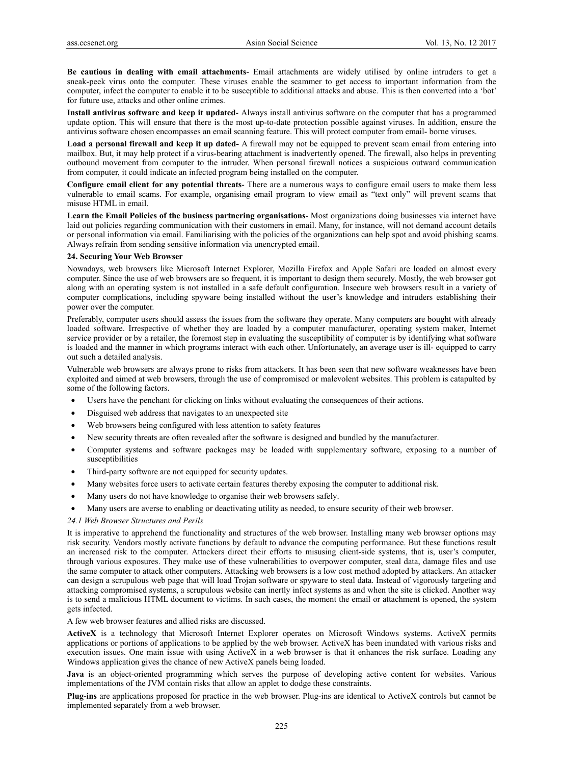**Be cautious in dealing with email attachments**- Email attachments are widely utilised by online intruders to get a sneak-peek virus onto the computer. These viruses enable the scammer to get access to important information from the computer, infect the computer to enable it to be susceptible to additional attacks and abuse. This is then converted into a 'bot' for future use, attacks and other online crimes.

**Install antivirus software and keep it updated**- Always install antivirus software on the computer that has a programmed update option. This will ensure that there is the most up-to-date protection possible against viruses. In addition, ensure the antivirus software chosen encompasses an email scanning feature. This will protect computer from email- borne viruses.

**Load a personal firewall and keep it up dated-** A firewall may not be equipped to prevent scam email from entering into mailbox. But, it may help protect if a virus-bearing attachment is inadvertently opened. The firewall, also helps in preventing outbound movement from computer to the intruder. When personal firewall notices a suspicious outward communication from computer, it could indicate an infected program being installed on the computer.

**Configure email client for any potential threats**- There are a numerous ways to configure email users to make them less vulnerable to email scams. For example, organising email program to view email as "text only" will prevent scams that misuse HTML in email.

**Learn the Email Policies of the business partnering organisations**- Most organizations doing businesses via internet have laid out policies regarding communication with their customers in email. Many, for instance, will not demand account details or personal information via email. Familiarising with the policies of the organizations can help spot and avoid phishing scams. Always refrain from sending sensitive information via unencrypted email.

## 24. Securing Your Web Browser

Nowadays, web browsers like Microsoft Internet Explorer, Mozilla Firefox and Apple Safari are loaded on almost every computer. Since the use of web browsers are so frequent, it is important to design them securely. Mostly, the web browser got along with an operating system is not installed in a safe default configuration. Insecure web browsers result in a variety of computer complications, including spyware being installed without the user's knowledge and intruders establishing their power over the computer.

Preferably, computer users should assess the issues from the software they operate. Many computers are bought with already loaded software. Irrespective of whether they are loaded by a computer manufacturer, operating system maker, Internet service provider or by a retailer, the foremost step in evaluating the susceptibility of computer is by identifying what software is loaded and the manner in which programs interact with each other. Unfortunately, an average user is ill- equipped to carry out such a detailed analysis.

Vulnerable web browsers are always prone to risks from attackers. It has been seen that new software weaknesses have been exploited and aimed at web browsers, through the use of compromised or malevolent websites. This problem is catapulted by some of the following factors.

- Users have the penchant for clicking on links without evaluating the consequences of their actions.
- Disguised web address that navigates to an unexpected site
- Web browsers being configured with less attention to safety features
- New security threats are often revealed after the software is designed and bundled by the manufacturer.
- Computer systems and software packages may be loaded with supplementary software, exposing to a number of susceptibilities
- Third-party software are not equipped for security updates.
- Many websites force users to activate certain features thereby exposing the computer to additional risk.
- Many users do not have knowledge to organise their web browsers safely.
- Many users are averse to enabling or deactivating utility as needed, to ensure security of their web browser.

### *24.1 Web Browser Structures and Perils*

It is imperative to apprehend the functionality and structures of the web browser. Installing many web browser options may risk security. Vendors mostly activate functions by default to advance the computing performance. But these functions result an increased risk to the computer. Attackers direct their efforts to misusing client-side systems, that is, user's computer, through various exposures. They make use of these vulnerabilities to overpower computer, steal data, damage files and use the same computer to attack other computers. Attacking web browsers is a low cost method adopted by attackers. An attacker can design a scrupulous web page that will load Trojan software or spyware to steal data. Instead of vigorously targeting and attacking compromised systems, a scrupulous website can inertly infect systems as and when the site is clicked. Another way is to send a malicious HTML document to victims. In such cases, the moment the email or attachment is opened, the system gets infected.

A few web browser features and allied risks are discussed.

**ActiveX** is a technology that Microsoft Internet Explorer operates on Microsoft Windows systems. ActiveX permits applications or portions of applications to be applied by the web browser. ActiveX has been inundated with various risks and execution issues. One main issue with using ActiveX in a web browser is that it enhances the risk surface. Loading any Windows application gives the chance of new ActiveX panels being loaded.

**Java** is an object-oriented programming which serves the purpose of developing active content for websites. Various implementations of the JVM contain risks that allow an applet to dodge these constraints.

**Plug-ins** are applications proposed for practice in the web browser. Plug-ins are identical to ActiveX controls but cannot be implemented separately from a web browser.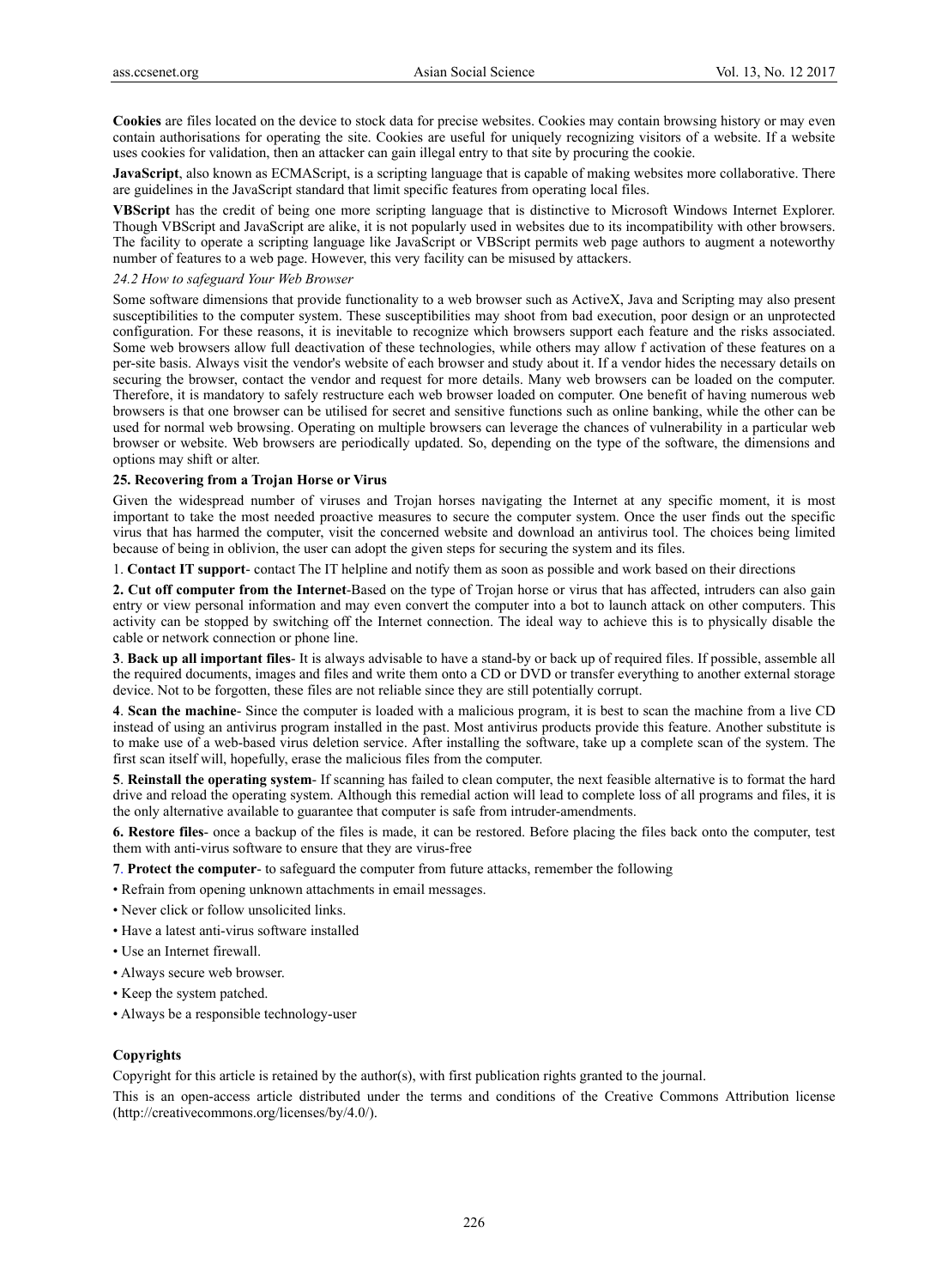**Cookies** are files located on the device to stock data for precise websites. Cookies may contain browsing history or may even contain authorisations for operating the site. Cookies are useful for uniquely recognizing visitors of a website. If a website uses cookies for validation, then an attacker can gain illegal entry to that site by procuring the cookie.

**JavaScript**, also known as ECMAScript, is a scripting language that is capable of making websites more collaborative. There are guidelines in the JavaScript standard that limit specific features from operating local files.

**VBScript** has the credit of being one more scripting language that is distinctive to Microsoft Windows Internet Explorer. Though VBScript and JavaScript are alike, it is not popularly used in websites due to its incompatibility with other browsers. The facility to operate a scripting language like JavaScript or VBScript permits web page authors to augment a noteworthy number of features to a web page. However, this very facility can be misused by attackers.

### *24.2 How to safeguard Your Web Browser*

Some software dimensions that provide functionality to a web browser such as ActiveX, Java and Scripting may also present susceptibilities to the computer system. These susceptibilities may shoot from bad execution, poor design or an unprotected configuration. For these reasons, it is inevitable to recognize which browsers support each feature and the risks associated. Some web browsers allow full deactivation of these technologies, while others may allow f activation of these features on a per-site basis. Always visit the vendor's website of each browser and study about it. If a vendor hides the necessary details on securing the browser, contact the vendor and request for more details. Many web browsers can be loaded on the computer. Therefore, it is mandatory to safely restructure each web browser loaded on computer. One benefit of having numerous web browsers is that one browser can be utilised for secret and sensitive functions such as online banking, while the other can be used for normal web browsing. Operating on multiple browsers can leverage the chances of vulnerability in a particular web browser or website. Web browsers are periodically updated. So, depending on the type of the software, the dimensions and options may shift or alter.

## 25. Recovering from a Trojan Horse or Virus

Given the widespread number of viruses and Trojan horses navigating the Internet at any specific moment, it is most important to take the most needed proactive measures to secure the computer system. Once the user finds out the specific virus that has harmed the computer, visit the concerned website and download an antivirus tool. The choices being limited because of being in oblivion, the user can adopt the given steps for securing the system and its files.

1. **Contact IT support**- contact The IT helpline and notify them as soon as possible and work based on their directions

**2. Cut off computer from the Internet**-Based on the type of Trojan horse or virus that has affected, intruders can also gain entry or view personal information and may even convert the computer into a bot to launch attack on other computers. This activity can be stopped by switching off the Internet connection. The ideal way to achieve this is to physically disable the cable or network connection or phone line.

**3**. **Back up all important files**- It is always advisable to have a stand-by or back up of required files. If possible, assemble all the required documents, images and files and write them onto a CD or DVD or transfer everything to another external storage device. Not to be forgotten, these files are not reliable since they are still potentially corrupt.

**4**. **Scan the machine**- Since the computer is loaded with a malicious program, it is best to scan the machine from a live CD instead of using an antivirus program installed in the past. Most antivirus products provide this feature. Another substitute is to make use of a web-based virus deletion service. After installing the software, take up a complete scan of the system. The first scan itself will, hopefully, erase the malicious files from the computer.

**5**. **Reinstall the operating system**- If scanning has failed to clean computer, the next feasible alternative is to format the hard drive and reload the operating system. Although this remedial action will lead to complete loss of all programs and files, it is the only alternative available to guarantee that computer is safe from intruder-amendments.

**6. Restore files**- once a backup of the files is made, it can be restored. Before placing the files back onto the computer, test them with anti-virus software to ensure that they are virus-free

**7**. **Protect the computer**- to safeguard the computer from future attacks, remember the following

- Refrain from opening unknown attachments in email messages.
- Never click or follow unsolicited links.
- Have a latest anti-virus software installed
- Use an Internet firewall.
- Always secure web browser.
- Keep the system patched.
- Always be a responsible technology-user

## Copyrights

Copyright for this article is retained by the author(s), with first publication rights granted to the journal.

This is an open-access article distributed under the terms and conditions of the Creative Commons Attribution license (http://creativecommons.org/licenses/by/4.0/).